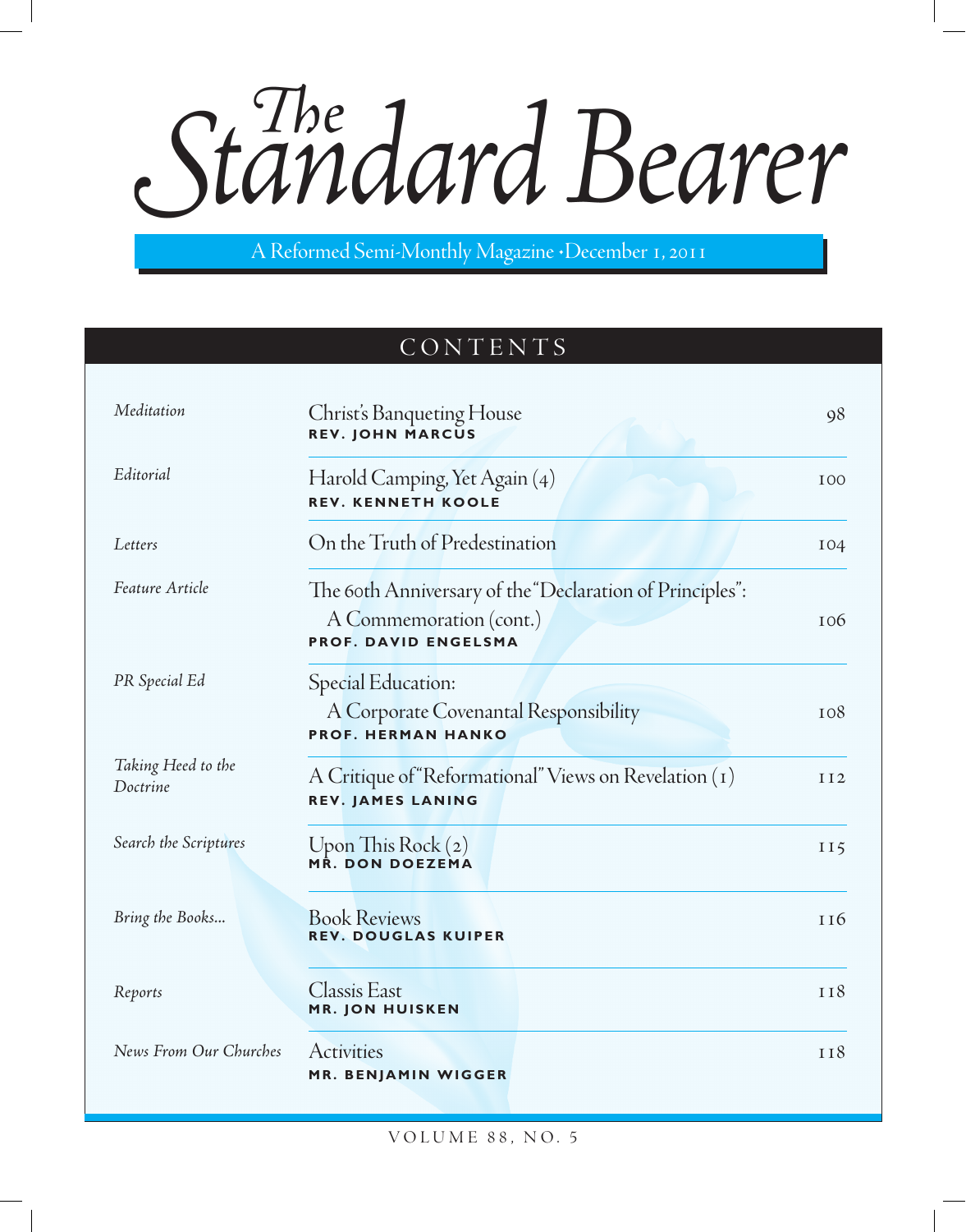# The Standard Bearer

A Reformed Semi-Monthly Magazine • December 1, 2011

## CONTENTS

| | | |
|---|---|---|
| *Meditation* | Christ's Banqueting House<br>**REV. JOHN MARCUS** | 98 |
| *Editorial* | Harold Camping, Yet Again (4)<br>**REV. KENNETH KOOLE** | 100 |
| *Letters* | On the Truth of Predestination | 104 |
| *Feature Article* | The 60th Anniversary of the "Declaration of Principles": A Commemoration (cont.)<br>**PROF. DAVID ENGELSMA** | 106 |
| *PR Special Ed* | Special Education: A Corporate Covenantal Responsibility<br>**PROF. HERMAN HANKO** | 108 |
| *Taking Heed to the Doctrine* | A Critique of "Reformational" Views on Revelation (1)<br>**REV. JAMES LANING** | 112 |
| *Search the Scriptures* | Upon This Rock (2)<br>**MR. DON DOEZEMA** | 115 |
| *Bring the Books...* | Book Reviews<br>**REV. DOUGLAS KUIPER** | 116 |
| *Reports* | Classis East<br>**MR. JON HUISKEN** | 118 |
| *News From Our Churches* | Activities<br>**MR. BENJAMIN WIGGER** | 118 |

VOLUME 88, NO. 5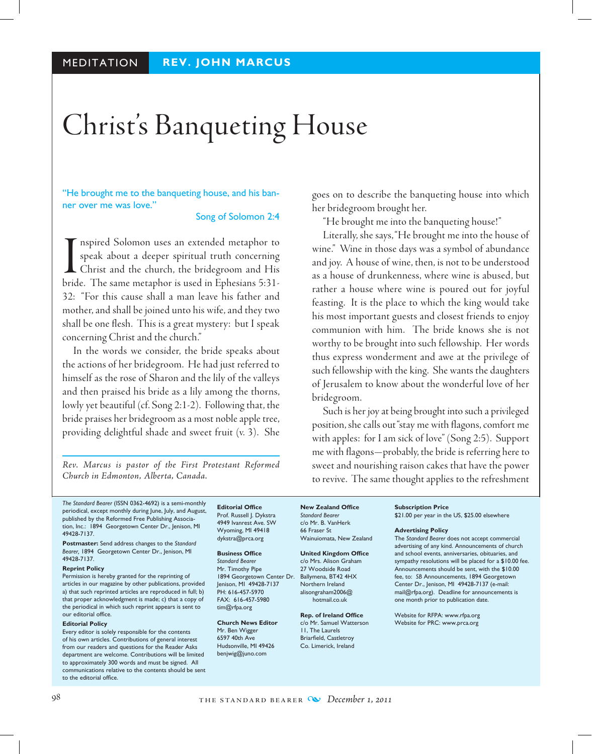MEDITATION **REV. JOHN MARCUS**

# Christ's Banqueting House

"He brought me to the banqueting house, and his banner over me was love."

Song of Solomon 2:4

Inspired Solomon uses an extended metaphor to speak about a deeper spiritual truth concerning Christ and the church, the bridegroom and His bride. The same metaphor is used in Ephesians 5:31-32: "For this cause shall a man leave his father and mother, and shall be joined unto his wife, and they two shall be one flesh. This is a great mystery: but I speak concerning Christ and the church."

In the words we consider, the bride speaks about the actions of her bridegroom. He had just referred to himself as the rose of Sharon and the lily of the valleys and then praised his bride as a lily among the thorns, lowly yet beautiful (cf. Song 2:1-2). Following that, the bride praises her bridegroom as a most noble apple tree, providing delightful shade and sweet fruit (v. 3). She goes on to describe the banqueting house into which her bridegroom brought her.

"He brought me into the banqueting house!"

Literally, she says, "He brought me into the house of wine." Wine in those days was a symbol of abundance and joy. A house of wine, then, is not to be understood as a house of drunkenness, where wine is abused, but rather a house where wine is poured out for joyful feasting. It is the place to which the king would take his most important guests and closest friends to enjoy communion with him. The bride knows she is not worthy to be brought into such fellowship. Her words thus express wonderment and awe at the privilege of such fellowship with the king. She wants the daughters of Jerusalem to know about the wonderful love of her bridegroom.

Such is her joy at being brought into such a privileged position, she calls out "stay me with flagons, comfort me with apples: for I am sick of love" (Song 2:5). Support me with flagons—probably, the bride is referring here to sweet and nourishing raison cakes that have the power to revive. The same thought applies to the refreshment

*Rev. Marcus is pastor of the First Protestant Reformed Church in Edmonton, Alberta, Canada.*

---

*The Standard Bearer* (ISSN 0362-4692) is a semi-monthly periodical, except monthly during June, July, and August, published by the Reformed Free Publishing Association, Inc.: 1894 Georgetown Center Dr., Jenison, MI 49428-7137.

**Postmaster:** Send address changes to the *Standard Bearer*, 1894 Georgetown Center Dr., Jenison, MI 49428-7137.

**Reprint Policy**
Permission is hereby granted for the reprinting of articles in our magazine by other publications, provided a) that such reprinted articles are reproduced in full; b) that proper acknowledgment is made; c) that a copy of the periodical in which such reprint appears is sent to our editorial office.

**Editorial Policy**
Every editor is solely responsible for the contents of his own articles. Contributions of general interest from our readers and questions for the Reader Asks department are welcome. Contributions will be limited to approximately 300 words and must be signed. All communications relative to the contents should be sent to the editorial office.

**Editorial Office**
Prof. Russell J. Dykstra
4949 Ivanrest Ave. SW
Wyoming, MI 49418
dykstra@prca.org

**Business Office**
*Standard Bearer*
Mr. Timothy Pipe
1894 Georgetown Center Dr.
Jenison, MI 49428-7137
PH: 616-457-5970
FAX: 616-457-5980
tim@rfpa.org

**Church News Editor**
Mr. Ben Wigger
6597 40th Ave
Hudsonville, MI 49426
benjwig@juno.com

**New Zealand Office**
*Standard Bearer*
c/o Mr. B. VanHerk
66 Fraser St
Wainuiomata, New Zealand

**United Kingdom Office**
c/o Mrs. Alison Graham
27 Woodside Road
Ballymena, BT42 4HX
Northern Ireland
alisongraham2006@hotmail.co.uk

**Rep. of Ireland Office**
c/o Mr. Samuel Watterson
11, The Laurels
Briarfield, Castletroy
Co. Limerick, Ireland

**Subscription Price**
$21.00 per year in the US, $25.00 elsewhere

**Advertising Policy**
The *Standard Bearer* does not accept commercial advertising of any kind. Announcements of church and school events, anniversaries, obituaries, and sympathy resolutions will be placed for a $10.00 fee. Announcements should be sent, with the $10.00 fee, to: *SB* Announcements, 1894 Georgetown Center Dr., Jenison, MI 49428-7137 (e-mail: mail@rfpa.org). Deadline for announcements is one month prior to publication date.

Website for RFPA: www.rfpa.org
Website for PRC: www.prca.org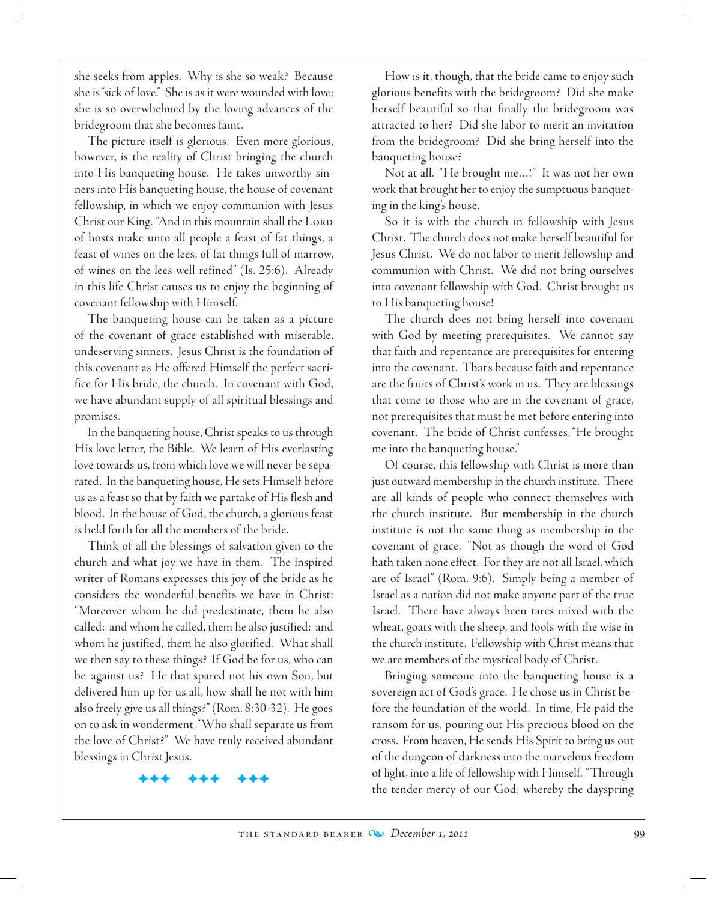she seeks from apples. Why is she so weak? Because she is "sick of love." She is as it were wounded with love; she is so overwhelmed by the loving advances of the bridegroom that she becomes faint.

The picture itself is glorious. Even more glorious, however, is the reality of Christ bringing the church into His banqueting house. He takes unworthy sinners into His banqueting house, the house of covenant fellowship, in which we enjoy communion with Jesus Christ our King. "And in this mountain shall the Lord of hosts make unto all people a feast of fat things, a feast of wines on the lees, of fat things full of marrow, of wines on the lees well refined" (Is. 25:6). Already in this life Christ causes us to enjoy the beginning of covenant fellowship with Himself.

The banqueting house can be taken as a picture of the covenant of grace established with miserable, undeserving sinners. Jesus Christ is the foundation of this covenant as He offered Himself the perfect sacrifice for His bride, the church. In covenant with God, we have abundant supply of all spiritual blessings and promises.

In the banqueting house, Christ speaks to us through His love letter, the Bible. We learn of His everlasting love towards us, from which love we will never be separated. In the banqueting house, He sets Himself before us as a feast so that by faith we partake of His flesh and blood. In the house of God, the church, a glorious feast is held forth for all the members of the bride.

Think of all the blessings of salvation given to the church and what joy we have in them. The inspired writer of Romans expresses this joy of the bride as he considers the wonderful benefits we have in Christ: "Moreover whom he did predestinate, them he also called: and whom he called, them he also justified: and whom he justified, them he also glorified. What shall we then say to these things? If God be for us, who can be against us? He that spared not his own Son, but delivered him up for us all, how shall he not with him also freely give us all things?" (Rom. 8:30-32). He goes on to ask in wonderment, "Who shall separate us from the love of Christ?" We have truly received abundant blessings in Christ Jesus.

✦✦✦ ✦✦✦ ✦✦✦

How is it, though, that the bride came to enjoy such glorious benefits with the bridegroom? Did she make herself beautiful so that finally the bridegroom was attracted to her? Did she labor to merit an invitation from the bridegroom? Did she bring herself into the banqueting house?

Not at all. "He brought me...!" It was not her own work that brought her to enjoy the sumptuous banqueting in the king's house.

So it is with the church in fellowship with Jesus Christ. The church does not make herself beautiful for Jesus Christ. We do not labor to merit fellowship and communion with Christ. We did not bring ourselves into covenant fellowship with God. Christ brought us to His banqueting house!

The church does not bring herself into covenant with God by meeting prerequisites. We cannot say that faith and repentance are prerequisites for entering into the covenant. That's because faith and repentance are the fruits of Christ's work in us. They are blessings that come to those who are in the covenant of grace, not prerequisites that must be met before entering into covenant. The bride of Christ confesses, "He brought me into the banqueting house."

Of course, this fellowship with Christ is more than just outward membership in the church institute. There are all kinds of people who connect themselves with the church institute. But membership in the church institute is not the same thing as membership in the covenant of grace. "Not as though the word of God hath taken none effect. For they are not all Israel, which are of Israel" (Rom. 9:6). Simply being a member of Israel as a nation did not make anyone part of the true Israel. There have always been tares mixed with the wheat, goats with the sheep, and fools with the wise in the church institute. Fellowship with Christ means that we are members of the mystical body of Christ.

Bringing someone into the banqueting house is a sovereign act of God's grace. He chose us in Christ before the foundation of the world. In time, He paid the ransom for us, pouring out His precious blood on the cross. From heaven, He sends His Spirit to bring us out of the dungeon of darkness into the marvelous freedom of light, into a life of fellowship with Himself. "Through the tender mercy of our God; whereby the dayspring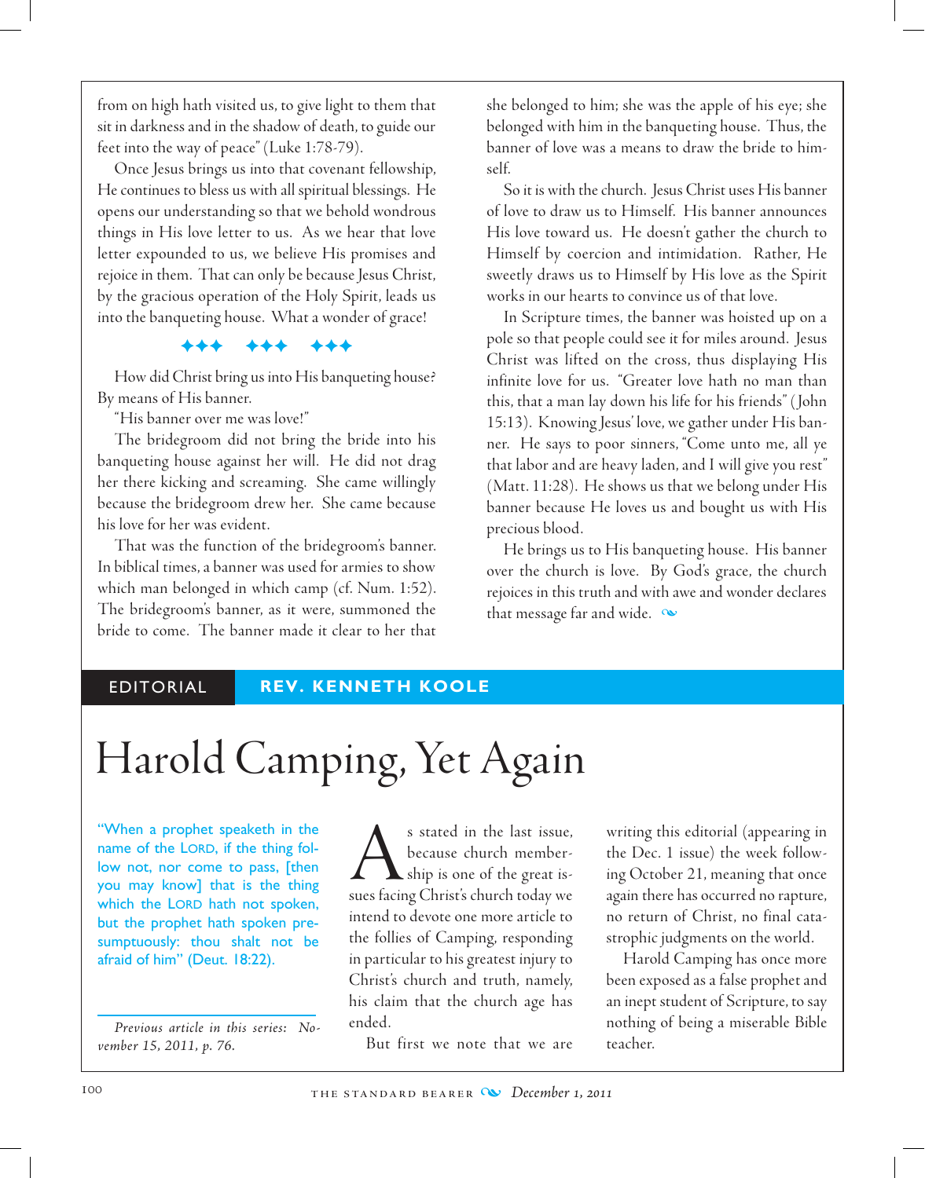from on high hath visited us, to give light to them that sit in darkness and in the shadow of death, to guide our feet into the way of peace" (Luke 1:78-79).

Once Jesus brings us into that covenant fellowship, He continues to bless us with all spiritual blessings. He opens our understanding so that we behold wondrous things in His love letter to us. As we hear that love letter expounded to us, we believe His promises and rejoice in them. That can only be because Jesus Christ, by the gracious operation of the Holy Spirit, leads us into the banqueting house. What a wonder of grace!

✦✦✦ ✦✦✦ ✦✦✦

How did Christ bring us into His banqueting house? By means of His banner.

"His banner over me was love!"

The bridegroom did not bring the bride into his banqueting house against her will. He did not drag her there kicking and screaming. She came willingly because the bridegroom drew her. She came because his love for her was evident.

That was the function of the bridegroom's banner. In biblical times, a banner was used for armies to show which man belonged in which camp (cf. Num. 1:52). The bridegroom's banner, as it were, summoned the bride to come. The banner made it clear to her that she belonged to him; she was the apple of his eye; she belonged with him in the banqueting house. Thus, the banner of love was a means to draw the bride to himself.

So it is with the church. Jesus Christ uses His banner of love to draw us to Himself. His banner announces His love toward us. He doesn't gather the church to Himself by coercion and intimidation. Rather, He sweetly draws us to Himself by His love as the Spirit works in our hearts to convince us of that love.

In Scripture times, the banner was hoisted up on a pole so that people could see it for miles around. Jesus Christ was lifted on the cross, thus displaying His infinite love for us. "Greater love hath no man than this, that a man lay down his life for his friends" (John 15:13). Knowing Jesus' love, we gather under His banner. He says to poor sinners, "Come unto me, all ye that labor and are heavy laden, and I will give you rest" (Matt. 11:28). He shows us that we belong under His banner because He loves us and bought us with His precious blood.

He brings us to His banqueting house. His banner over the church is love. By God's grace, the church rejoices in this truth and with awe and wonder declares that message far and wide.

EDITORIAL — **REV. KENNETH KOOLE**

# Harold Camping, Yet Again

"When a prophet speaketh in the name of the LORD, if the thing follow not, nor come to pass, [then you may know] that is the thing which the LORD hath not spoken, but the prophet hath spoken presumptuously: thou shalt not be afraid of him" (Deut. 18:22).

*Previous article in this series: November 15, 2011, p. 76.*

As stated in the last issue, because church membership is one of the great issues facing Christ's church today we intend to devote one more article to the follies of Camping, responding in particular to his greatest injury to Christ's church and truth, namely, his claim that the church age has ended.

But first we note that we are writing this editorial (appearing in the Dec. 1 issue) the week following October 21, meaning that once again there has occurred no rapture, no return of Christ, no final catastrophic judgments on the world.

Harold Camping has once more been exposed as a false prophet and an inept student of Scripture, to say nothing of being a miserable Bible teacher.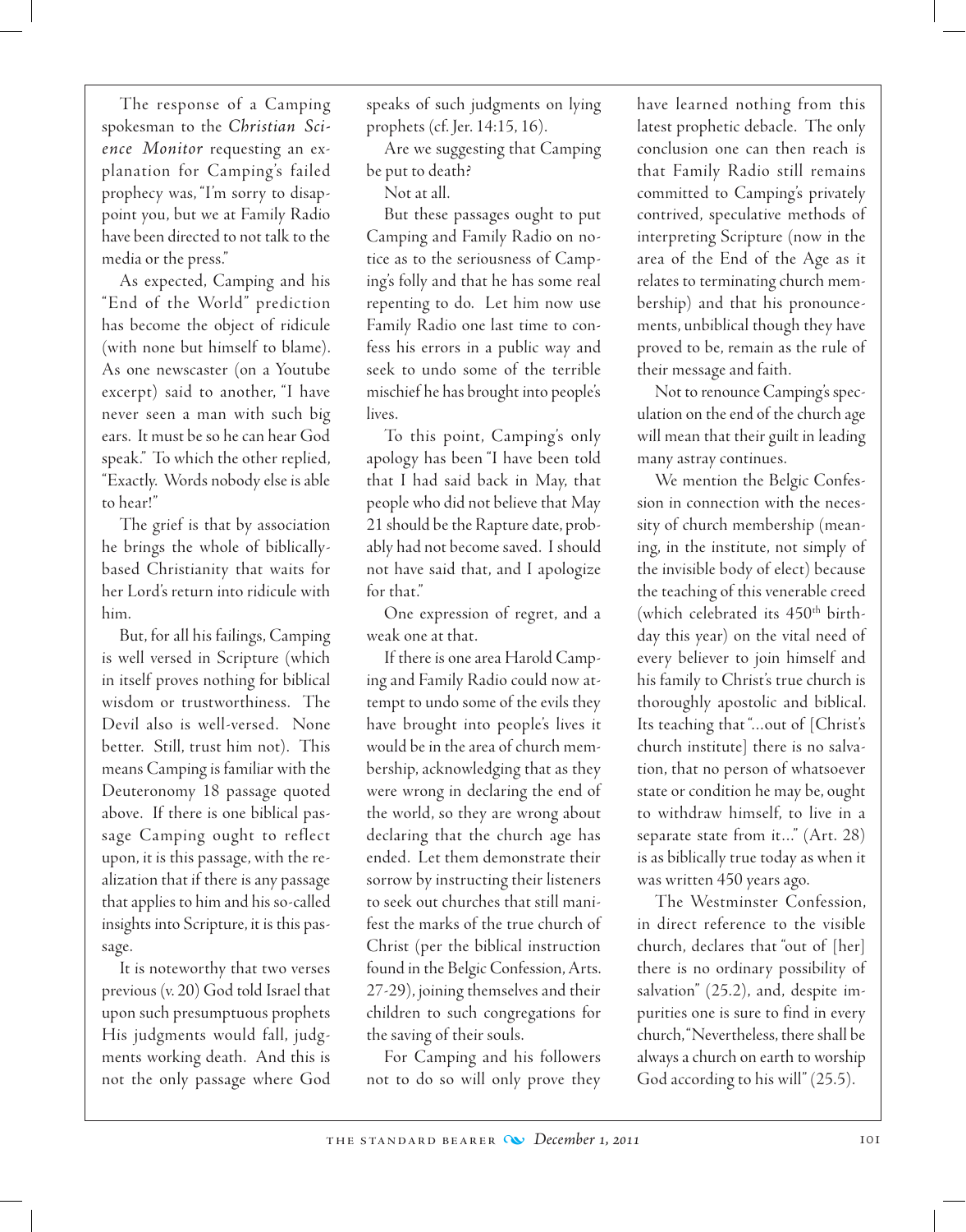The response of a Camping spokesman to the *Christian Science Monitor* requesting an explanation for Camping's failed prophecy was, "I'm sorry to disappoint you, but we at Family Radio have been directed to not talk to the media or the press."

As expected, Camping and his "End of the World" prediction has become the object of ridicule (with none but himself to blame). As one newscaster (on a Youtube excerpt) said to another, "I have never seen a man with such big ears. It must be so he can hear God speak." To which the other replied, "Exactly. Words nobody else is able to hear!"

The grief is that by association he brings the whole of biblically-based Christianity that waits for her Lord's return into ridicule with him.

But, for all his failings, Camping is well versed in Scripture (which in itself proves nothing for biblical wisdom or trustworthiness. The Devil also is well-versed. None better. Still, trust him not). This means Camping is familiar with the Deuteronomy 18 passage quoted above. If there is one biblical passage Camping ought to reflect upon, it is this passage, with the realization that if there is any passage that applies to him and his so-called insights into Scripture, it is this passage.

It is noteworthy that two verses previous (v. 20) God told Israel that upon such presumptuous prophets His judgments would fall, judgments working death. And this is not the only passage where God speaks of such judgments on lying prophets (cf. Jer. 14:15, 16).

Are we suggesting that Camping be put to death?

Not at all.

But these passages ought to put Camping and Family Radio on notice as to the seriousness of Camping's folly and that he has some real repenting to do. Let him now use Family Radio one last time to confess his errors in a public way and seek to undo some of the terrible mischief he has brought into people's lives.

To this point, Camping's only apology has been "I have been told that I had said back in May, that people who did not believe that May 21 should be the Rapture date, probably had not become saved. I should not have said that, and I apologize for that."

One expression of regret, and a weak one at that.

If there is one area Harold Camping and Family Radio could now attempt to undo some of the evils they have brought into people's lives it would be in the area of church membership, acknowledging that as they were wrong in declaring the end of the world, so they are wrong about declaring that the church age has ended. Let them demonstrate their sorrow by instructing their listeners to seek out churches that still manifest the marks of the true church of Christ (per the biblical instruction found in the Belgic Confession, Arts. 27-29), joining themselves and their children to such congregations for the saving of their souls.

For Camping and his followers not to do so will only prove they have learned nothing from this latest prophetic debacle. The only conclusion one can then reach is that Family Radio still remains committed to Camping's privately contrived, speculative methods of interpreting Scripture (now in the area of the End of the Age as it relates to terminating church membership) and that his pronouncements, unbiblical though they have proved to be, remain as the rule of their message and faith.

Not to renounce Camping's speculation on the end of the church age will mean that their guilt in leading many astray continues.

We mention the Belgic Confession in connection with the necessity of church membership (meaning, in the institute, not simply of the invisible body of elect) because the teaching of this venerable creed (which celebrated its 450th birthday this year) on the vital need of every believer to join himself and his family to Christ's true church is thoroughly apostolic and biblical. Its teaching that "...out of [Christ's church institute] there is no salvation, that no person of whatsoever state or condition he may be, ought to withdraw himself, to live in a separate state from it..." (Art. 28) is as biblically true today as when it was written 450 years ago.

The Westminster Confession, in direct reference to the visible church, declares that "out of [her] there is no ordinary possibility of salvation" (25.2), and, despite impurities one is sure to find in every church, "Nevertheless, there shall be always a church on earth to worship God according to his will" (25.5).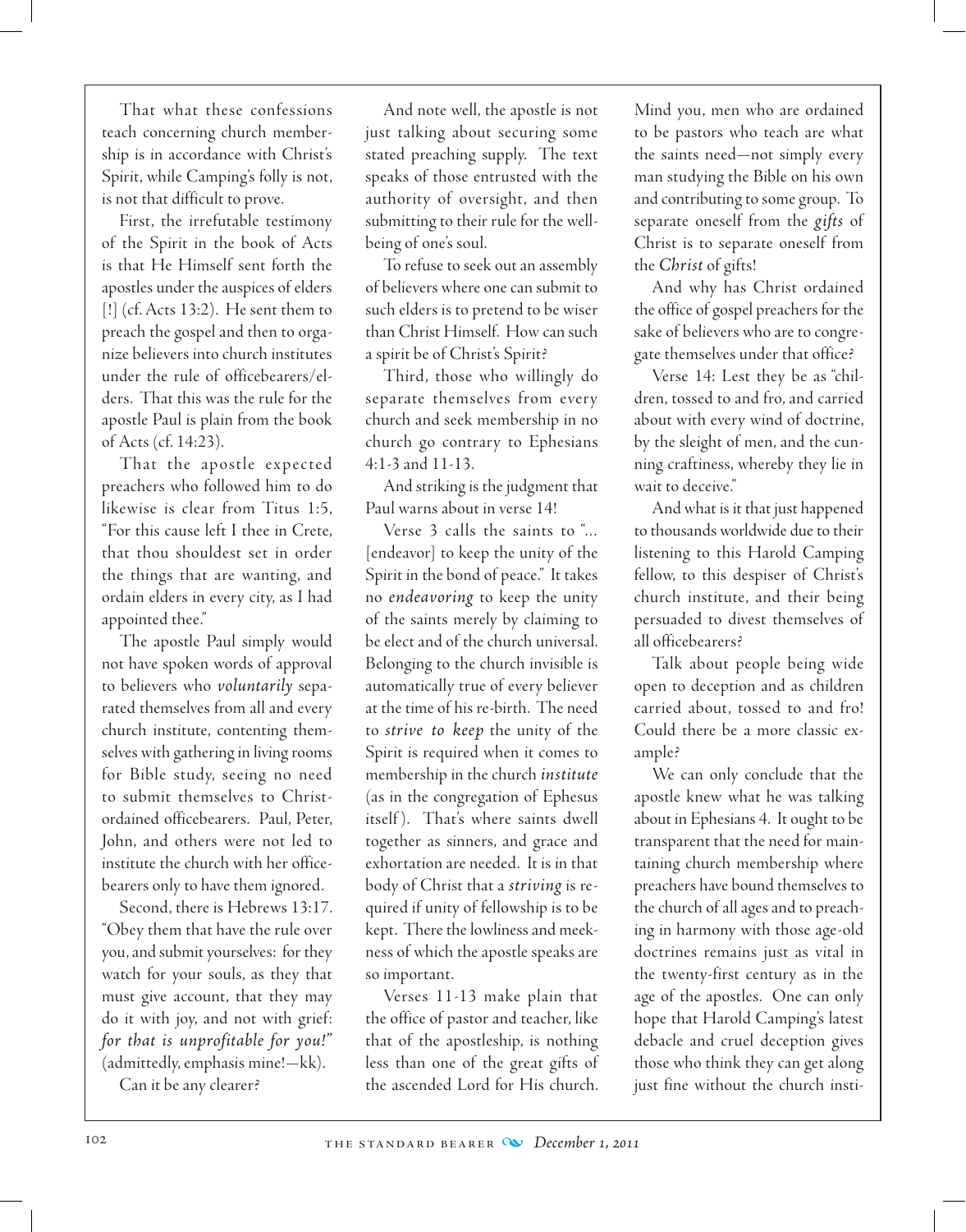That what these confessions teach concerning church membership is in accordance with Christ's Spirit, while Camping's folly is not, is not that difficult to prove.

First, the irrefutable testimony of the Spirit in the book of Acts is that He Himself sent forth the apostles under the auspices of elders [!] (cf. Acts 13:2). He sent them to preach the gospel and then to organize believers into church institutes under the rule of officebearers/elders. That this was the rule for the apostle Paul is plain from the book of Acts (cf. 14:23).

That the apostle expected preachers who followed him to do likewise is clear from Titus 1:5, "For this cause left I thee in Crete, that thou shouldest set in order the things that are wanting, and ordain elders in every city, as I had appointed thee."

The apostle Paul simply would not have spoken words of approval to believers who *voluntarily* separated themselves from all and every church institute, contenting themselves with gathering in living rooms for Bible study, seeing no need to submit themselves to Christ-ordained officebearers. Paul, Peter, John, and others were not led to institute the church with her officebearers only to have them ignored.

Second, there is Hebrews 13:17. "Obey them that have the rule over you, and submit yourselves: for they watch for your souls, as they that must give account, that they may do it with joy, and not with grief: *for that is unprofitable for you!*" (admittedly, emphasis mine!—kk).

Can it be any clearer?

And note well, the apostle is not just talking about securing some stated preaching supply. The text speaks of those entrusted with the authority of oversight, and then submitting to their rule for the well-being of one's soul.

To refuse to seek out an assembly of believers where one can submit to such elders is to pretend to be wiser than Christ Himself. How can such a spirit be of Christ's Spirit?

Third, those who willingly do separate themselves from every church and seek membership in no church go contrary to Ephesians 4:1-3 and 11-13.

And striking is the judgment that Paul warns about in verse 14!

Verse 3 calls the saints to "... [endeavor] to keep the unity of the Spirit in the bond of peace." It takes no *endeavoring* to keep the unity of the saints merely by claiming to be elect and of the church universal. Belonging to the church invisible is automatically true of every believer at the time of his re-birth. The need to *strive to keep* the unity of the Spirit is required when it comes to membership in the church *institute* (as in the congregation of Ephesus itself). That's where saints dwell together as sinners, and grace and exhortation are needed. It is in that body of Christ that a *striving* is required if unity of fellowship is to be kept. There the lowliness and meekness of which the apostle speaks are so important.

Verses 11-13 make plain that the office of pastor and teacher, like that of the apostleship, is nothing less than one of the great gifts of the ascended Lord for His church. Mind you, men who are ordained to be pastors who teach are what the saints need—not simply every man studying the Bible on his own and contributing to some group. To separate oneself from the *gifts* of Christ is to separate oneself from the *Christ* of gifts!

And why has Christ ordained the office of gospel preachers for the sake of believers who are to congregate themselves under that office?

Verse 14: Lest they be as "children, tossed to and fro, and carried about with every wind of doctrine, by the sleight of men, and the cunning craftiness, whereby they lie in wait to deceive."

And what is it that just happened to thousands worldwide due to their listening to this Harold Camping fellow, to this despiser of Christ's church institute, and their being persuaded to divest themselves of all officebearers?

Talk about people being wide open to deception and as children carried about, tossed to and fro! Could there be a more classic example?

We can only conclude that the apostle knew what he was talking about in Ephesians 4. It ought to be transparent that the need for maintaining church membership where preachers have bound themselves to the church of all ages and to preaching in harmony with those age-old doctrines remains just as vital in the twenty-first century as in the age of the apostles. One can only hope that Harold Camping's latest debacle and cruel deception gives those who think they can get along just fine without the church insti-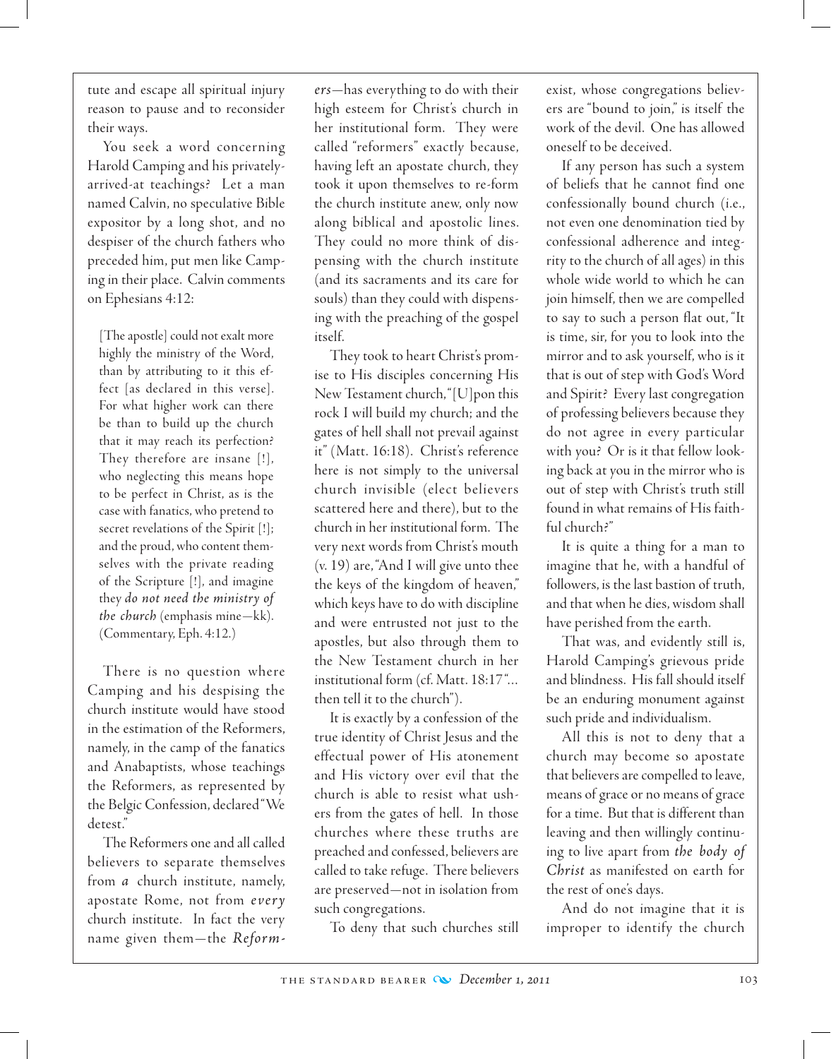tute and escape all spiritual injury reason to pause and to reconsider their ways.

You seek a word concerning Harold Camping and his privately-arrived-at teachings? Let a man named Calvin, no speculative Bible expositor by a long shot, and no despiser of the church fathers who preceded him, put men like Camping in their place. Calvin comments on Ephesians 4:12:

> [The apostle] could not exalt more highly the ministry of the Word, than by attributing to it this effect [as declared in this verse]. For what higher work can there be than to build up the church that it may reach its perfection? They therefore are insane [!], who neglecting this means hope to be perfect in Christ, as is the case with fanatics, who pretend to secret revelations of the Spirit [!]; and the proud, who content themselves with the private reading of the Scripture [!], and imagine they *do not need the ministry of the church* (emphasis mine—kk). (Commentary, Eph. 4:12.)

There is no question where Camping and his despising the church institute would have stood in the estimation of the Reformers, namely, in the camp of the fanatics and Anabaptists, whose teachings the Reformers, as represented by the Belgic Confession, declared "We detest."

The Reformers one and all called believers to separate themselves from *a* church institute, namely, apostate Rome, not from *every* church institute. In fact the very name given them—the *Reformers*—has everything to do with their high esteem for Christ's church in her institutional form. They were called "reformers" exactly because, having left an apostate church, they took it upon themselves to re-form the church institute anew, only now along biblical and apostolic lines. They could no more think of dispensing with the church institute (and its sacraments and its care for souls) than they could with dispensing with the preaching of the gospel itself.

They took to heart Christ's promise to His disciples concerning His New Testament church, "[U]pon this rock I will build my church; and the gates of hell shall not prevail against it" (Matt. 16:18). Christ's reference here is not simply to the universal church invisible (elect believers scattered here and there), but to the church in her institutional form. The very next words from Christ's mouth (v. 19) are, "And I will give unto thee the keys of the kingdom of heaven," which keys have to do with discipline and were entrusted not just to the apostles, but also through them to the New Testament church in her institutional form (cf. Matt. 18:17 "... then tell it to the church").

It is exactly by a confession of the true identity of Christ Jesus and the effectual power of His atonement and His victory over evil that the church is able to resist what ushers from the gates of hell. In those churches where these truths are preached and confessed, believers are called to take refuge. There believers are preserved—not in isolation from such congregations.

To deny that such churches still exist, whose congregations believers are "bound to join," is itself the work of the devil. One has allowed oneself to be deceived.

If any person has such a system of beliefs that he cannot find one confessionally bound church (i.e., not even one denomination tied by confessional adherence and integrity to the church of all ages) in this whole wide world to which he can join himself, then we are compelled to say to such a person flat out, "It is time, sir, for you to look into the mirror and to ask yourself, who is it that is out of step with God's Word and Spirit? Every last congregation of professing believers because they do not agree in every particular with you? Or is it that fellow looking back at you in the mirror who is out of step with Christ's truth still found in what remains of His faithful church?"

It is quite a thing for a man to imagine that he, with a handful of followers, is the last bastion of truth, and that when he dies, wisdom shall have perished from the earth.

That was, and evidently still is, Harold Camping's grievous pride and blindness. His fall should itself be an enduring monument against such pride and individualism.

All this is not to deny that a church may become so apostate that believers are compelled to leave, means of grace or no means of grace for a time. But that is different than leaving and then willingly continuing to live apart from *the body of Christ* as manifested on earth for the rest of one's days.

And do not imagine that it is improper to identify the church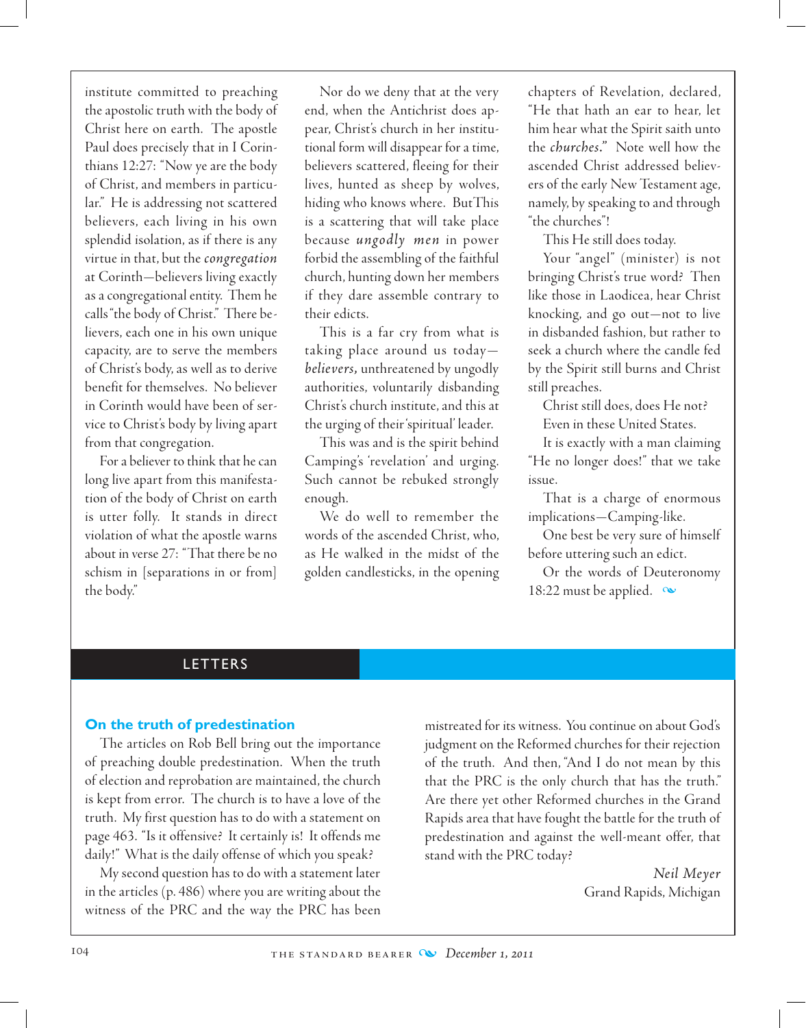institute committed to preaching the apostolic truth with the body of Christ here on earth. The apostle Paul does precisely that in I Corinthians 12:27: "Now ye are the body of Christ, and members in particular." He is addressing not scattered believers, each living in his own splendid isolation, as if there is any virtue in that, but the *congregation* at Corinth—believers living exactly as a congregational entity. Them he calls "the body of Christ." There believers, each one in his own unique capacity, are to serve the members of Christ's body, as well as to derive benefit for themselves. No believer in Corinth would have been of service to Christ's body by living apart from that congregation.

For a believer to think that he can long live apart from this manifestation of the body of Christ on earth is utter folly. It stands in direct violation of what the apostle warns about in verse 27: "That there be no schism in [separations in or from] the body."

Nor do we deny that at the very end, when the Antichrist does appear, Christ's church in her institutional form will disappear for a time, believers scattered, fleeing for their lives, hunted as sheep by wolves, hiding who knows where. ButThis is a scattering that will take place because *ungodly men* in power forbid the assembling of the faithful church, hunting down her members if they dare assemble contrary to their edicts.

This is a far cry from what is taking place around us today—*believers,* unthreatened by ungodly authorities, voluntarily disbanding Christ's church institute, and this at the urging of their 'spiritual' leader.

This was and is the spirit behind Camping's 'revelation' and urging. Such cannot be rebuked strongly enough.

We do well to remember the words of the ascended Christ, who, as He walked in the midst of the golden candlesticks, in the opening chapters of Revelation, declared, "He that hath an ear to hear, let him hear what the Spirit saith unto the *churches.*" Note well how the ascended Christ addressed believers of the early New Testament age, namely, by speaking to and through "the churches"!

This He still does today.

Your "angel" (minister) is not bringing Christ's true word? Then like those in Laodicea, hear Christ knocking, and go out—not to live in disbanded fashion, but rather to seek a church where the candle fed by the Spirit still burns and Christ still preaches.

Christ still does, does He not?

Even in these United States.

It is exactly with a man claiming "He no longer does!" that we take issue.

That is a charge of enormous implications—Camping-like.

One best be very sure of himself before uttering such an edict.

Or the words of Deuteronomy 18:22 must be applied.

## LETTERS

### On the truth of predestination

The articles on Rob Bell bring out the importance of preaching double predestination. When the truth of election and reprobation are maintained, the church is kept from error. The church is to have a love of the truth. My first question has to do with a statement on page 463. "Is it offensive? It certainly is! It offends me daily!" What is the daily offense of which you speak?

My second question has to do with a statement later in the articles (p. 486) where you are writing about the witness of the PRC and the way the PRC has been mistreated for its witness. You continue on about God's judgment on the Reformed churches for their rejection of the truth. And then, "And I do not mean by this that the PRC is the only church that has the truth." Are there yet other Reformed churches in the Grand Rapids area that have fought the battle for the truth of predestination and against the well-meant offer, that stand with the PRC today?

*Neil Meyer*
Grand Rapids, Michigan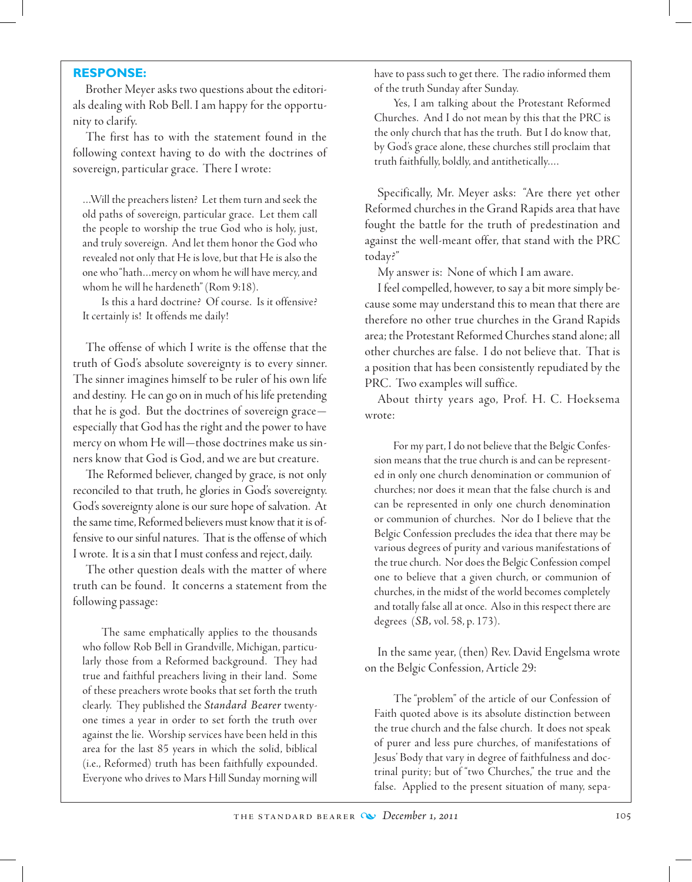**RESPONSE:**

Brother Meyer asks two questions about the editorials dealing with Rob Bell. I am happy for the opportunity to clarify.

The first has to with the statement found in the following context having to do with the doctrines of sovereign, particular grace. There I wrote:

> ...Will the preachers listen? Let them turn and seek the old paths of sovereign, particular grace. Let them call the people to worship the true God who is holy, just, and truly sovereign. And let them honor the God who revealed not only that He is love, but that He is also the one who "hath...mercy on whom he will have mercy, and whom he will he hardeneth" (Rom 9:18).
>
> Is this a hard doctrine? Of course. Is it offensive? It certainly is! It offends me daily!

The offense of which I write is the offense that the truth of God's absolute sovereignty is to every sinner. The sinner imagines himself to be ruler of his own life and destiny. He can go on in much of his life pretending that he is god. But the doctrines of sovereign grace—especially that God has the right and the power to have mercy on whom He will—those doctrines make us sinners know that God is God, and we are but creature.

The Reformed believer, changed by grace, is not only reconciled to that truth, he glories in God's sovereignty. God's sovereignty alone is our sure hope of salvation. At the same time, Reformed believers must know that it is offensive to our sinful natures. That is the offense of which I wrote. It is a sin that I must confess and reject, daily.

The other question deals with the matter of where truth can be found. It concerns a statement from the following passage:

> The same emphatically applies to the thousands who follow Rob Bell in Grandville, Michigan, particularly those from a Reformed background. They had true and faithful preachers living in their land. Some of these preachers wrote books that set forth the truth clearly. They published the *Standard Bearer* twenty-one times a year in order to set forth the truth over against the lie. Worship services have been held in this area for the last 85 years in which the solid, biblical (i.e., Reformed) truth has been faithfully expounded. Everyone who drives to Mars Hill Sunday morning will have to pass such to get there. The radio informed them of the truth Sunday after Sunday.
>
> Yes, I am talking about the Protestant Reformed Churches. And I do not mean by this that the PRC is the only church that has the truth. But I do know that, by God's grace alone, these churches still proclaim that truth faithfully, boldly, and antithetically....

Specifically, Mr. Meyer asks: "Are there yet other Reformed churches in the Grand Rapids area that have fought the battle for the truth of predestination and against the well-meant offer, that stand with the PRC today?"

My answer is: None of which I am aware.

I feel compelled, however, to say a bit more simply because some may understand this to mean that there are therefore no other true churches in the Grand Rapids area; the Protestant Reformed Churches stand alone; all other churches are false. I do not believe that. That is a position that has been consistently repudiated by the PRC. Two examples will suffice.

About thirty years ago, Prof. H. C. Hoeksema wrote:

> For my part, I do not believe that the Belgic Confession means that the true church is and can be represented in only one church denomination or communion of churches; nor does it mean that the false church is and can be represented in only one church denomination or communion of churches. Nor do I believe that the Belgic Confession precludes the idea that there may be various degrees of purity and various manifestations of the true church. Nor does the Belgic Confession compel one to believe that a given church, or communion of churches, in the midst of the world becomes completely and totally false all at once. Also in this respect there are degrees (*SB*, vol. 58, p. 173).

In the same year, (then) Rev. David Engelsma wrote on the Belgic Confession, Article 29:

> The "problem" of the article of our Confession of Faith quoted above is its absolute distinction between the true church and the false church. It does not speak of purer and less pure churches, of manifestations of Jesus' Body that vary in degree of faithfulness and doctrinal purity; but of "two Churches," the true and the false. Applied to the present situation of many, sepa-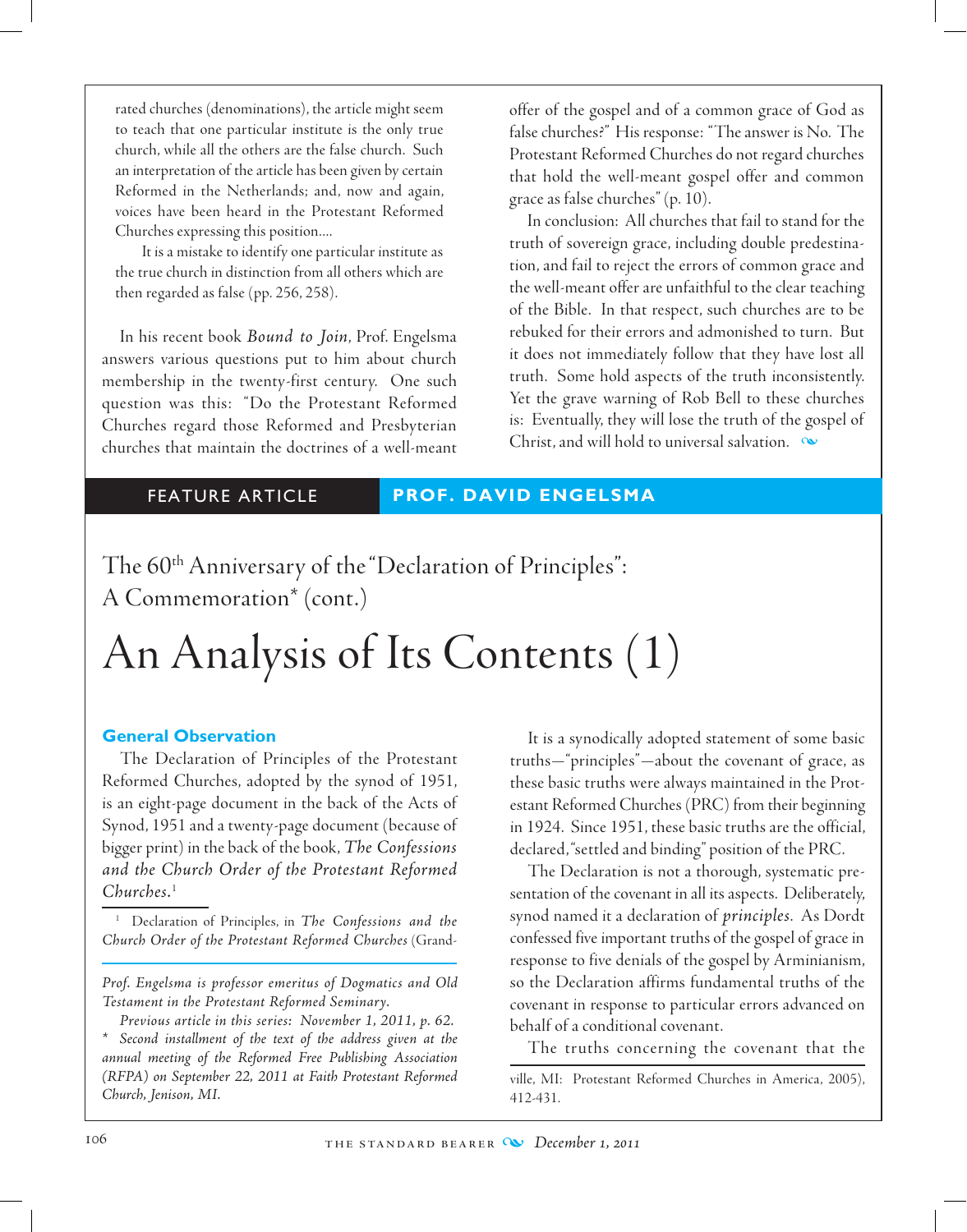rated churches (denominations), the article might seem to teach that one particular institute is the only true church, while all the others are the false church. Such an interpretation of the article has been given by certain Reformed in the Netherlands; and, now and again, voices have been heard in the Protestant Reformed Churches expressing this position....

It is a mistake to identify one particular institute as the true church in distinction from all others which are then regarded as false (pp. 256, 258).

In his recent book *Bound to Join*, Prof. Engelsma answers various questions put to him about church membership in the twenty-first century. One such question was this: "Do the Protestant Reformed Churches regard those Reformed and Presbyterian churches that maintain the doctrines of a well-meant offer of the gospel and of a common grace of God as false churches?" His response: "The answer is No. The Protestant Reformed Churches do not regard churches that hold the well-meant gospel offer and common grace as false churches" (p. 10).

In conclusion: All churches that fail to stand for the truth of sovereign grace, including double predestination, and fail to reject the errors of common grace and the well-meant offer are unfaithful to the clear teaching of the Bible. In that respect, such churches are to be rebuked for their errors and admonished to turn. But it does not immediately follow that they have lost all truth. Some hold aspects of the truth inconsistently. Yet the grave warning of Rob Bell to these churches is: Eventually, they will lose the truth of the gospel of Christ, and will hold to universal salvation.

FEATURE ARTICLE — **PROF. DAVID ENGELSMA**

## The 60th Anniversary of the "Declaration of Principles": A Commemoration* (cont.)

# An Analysis of Its Contents (1)

### General Observation

The Declaration of Principles of the Protestant Reformed Churches, adopted by the synod of 1951, is an eight-page document in the back of the Acts of Synod, 1951 and a twenty-page document (because of bigger print) in the back of the book, *The Confessions and the Church Order of the Protestant Reformed Churches*.[1]

It is a synodically adopted statement of some basic truths—"principles"—about the covenant of grace, as these basic truths were always maintained in the Protestant Reformed Churches (PRC) from their beginning in 1924. Since 1951, these basic truths are the official, declared, "settled and binding" position of the PRC.

The Declaration is not a thorough, systematic presentation of the covenant in all its aspects. Deliberately, synod named it a declaration of *principles*. As Dordt confessed five important truths of the gospel of grace in response to five denials of the gospel by Arminianism, so the Declaration affirms fundamental truths of the covenant in response to particular errors advanced on behalf of a conditional covenant.

The truths concerning the covenant that the

[1] Declaration of Principles, in *The Confessions and the Church Order of the Protestant Reformed Churches* (Grandville, MI: Protestant Reformed Churches in America, 2005), 412-431.

*Prof. Engelsma is professor emeritus of Dogmatics and Old Testament in the Protestant Reformed Seminary.*

*Previous article in this series: November 1, 2011, p. 62.*

\* *Second installment of the text of the address given at the annual meeting of the Reformed Free Publishing Association (RFPA) on September 22, 2011 at Faith Protestant Reformed Church, Jenison, MI.*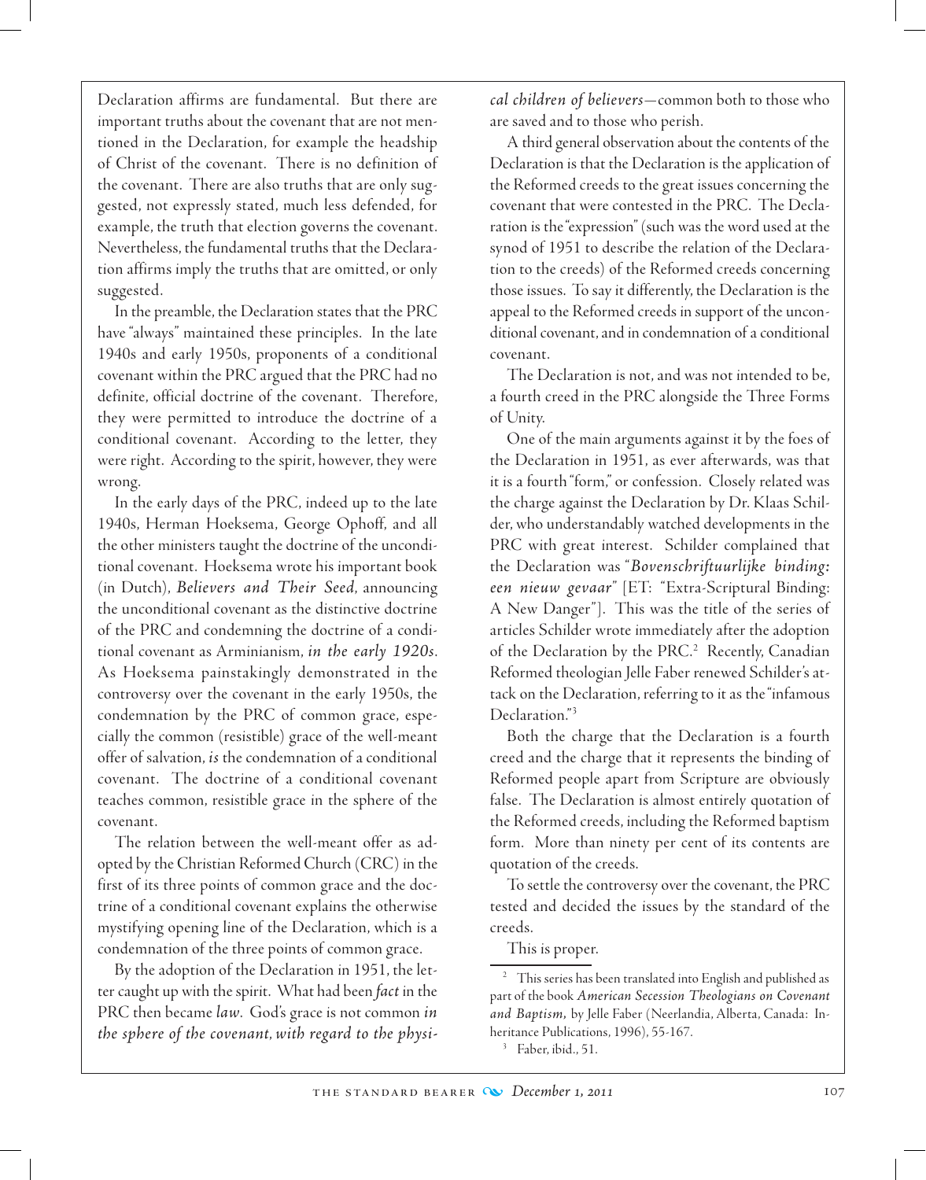Declaration affirms are fundamental. But there are important truths about the covenant that are not mentioned in the Declaration, for example the headship of Christ of the covenant. There is no definition of the covenant. There are also truths that are only suggested, not expressly stated, much less defended, for example, the truth that election governs the covenant. Nevertheless, the fundamental truths that the Declaration affirms imply the truths that are omitted, or only suggested.

In the preamble, the Declaration states that the PRC have "always" maintained these principles. In the late 1940s and early 1950s, proponents of a conditional covenant within the PRC argued that the PRC had no definite, official doctrine of the covenant. Therefore, they were permitted to introduce the doctrine of a conditional covenant. According to the letter, they were right. According to the spirit, however, they were wrong.

In the early days of the PRC, indeed up to the late 1940s, Herman Hoeksema, George Ophoff, and all the other ministers taught the doctrine of the unconditional covenant. Hoeksema wrote his important book (in Dutch), *Believers and Their Seed*, announcing the unconditional covenant as the distinctive doctrine of the PRC and condemning the doctrine of a conditional covenant as Arminianism, *in the early 1920s*. As Hoeksema painstakingly demonstrated in the controversy over the covenant in the early 1950s, the condemnation by the PRC of common grace, especially the common (resistible) grace of the well-meant offer of salvation, *is* the condemnation of a conditional covenant. The doctrine of a conditional covenant teaches common, resistible grace in the sphere of the covenant.

The relation between the well-meant offer as adopted by the Christian Reformed Church (CRC) in the first of its three points of common grace and the doctrine of a conditional covenant explains the otherwise mystifying opening line of the Declaration, which is a condemnation of the three points of common grace.

By the adoption of the Declaration in 1951, the letter caught up with the spirit. What had been *fact* in the PRC then became *law*. God's grace is not common *in the sphere of the covenant, with regard to the physical children of believers*—common both to those who are saved and to those who perish.

A third general observation about the contents of the Declaration is that the Declaration is the application of the Reformed creeds to the great issues concerning the covenant that were contested in the PRC. The Declaration is the "expression" (such was the word used at the synod of 1951 to describe the relation of the Declaration to the creeds) of the Reformed creeds concerning those issues. To say it differently, the Declaration is the appeal to the Reformed creeds in support of the unconditional covenant, and in condemnation of a conditional covenant.

The Declaration is not, and was not intended to be, a fourth creed in the PRC alongside the Three Forms of Unity.

One of the main arguments against it by the foes of the Declaration in 1951, as ever afterwards, was that it is a fourth "form," or confession. Closely related was the charge against the Declaration by Dr. Klaas Schilder, who understandably watched developments in the PRC with great interest. Schilder complained that the Declaration was "*Bovenschriftuurlijke binding: een nieuw gevaar*" [ET: "Extra-Scriptural Binding: A New Danger"]. This was the title of the series of articles Schilder wrote immediately after the adoption of the Declaration by the PRC.[2] Recently, Canadian Reformed theologian Jelle Faber renewed Schilder's attack on the Declaration, referring to it as the "infamous Declaration."[3]

Both the charge that the Declaration is a fourth creed and the charge that it represents the binding of Reformed people apart from Scripture are obviously false. The Declaration is almost entirely quotation of the Reformed creeds, including the Reformed baptism form. More than ninety per cent of its contents are quotation of the creeds.

To settle the controversy over the covenant, the PRC tested and decided the issues by the standard of the creeds.

This is proper.

---

[2] This series has been translated into English and published as part of the book *American Secession Theologians on Covenant and Baptism*, by Jelle Faber (Neerlandia, Alberta, Canada: Inheritance Publications, 1996), 55-167.

[3] Faber, ibid., 51.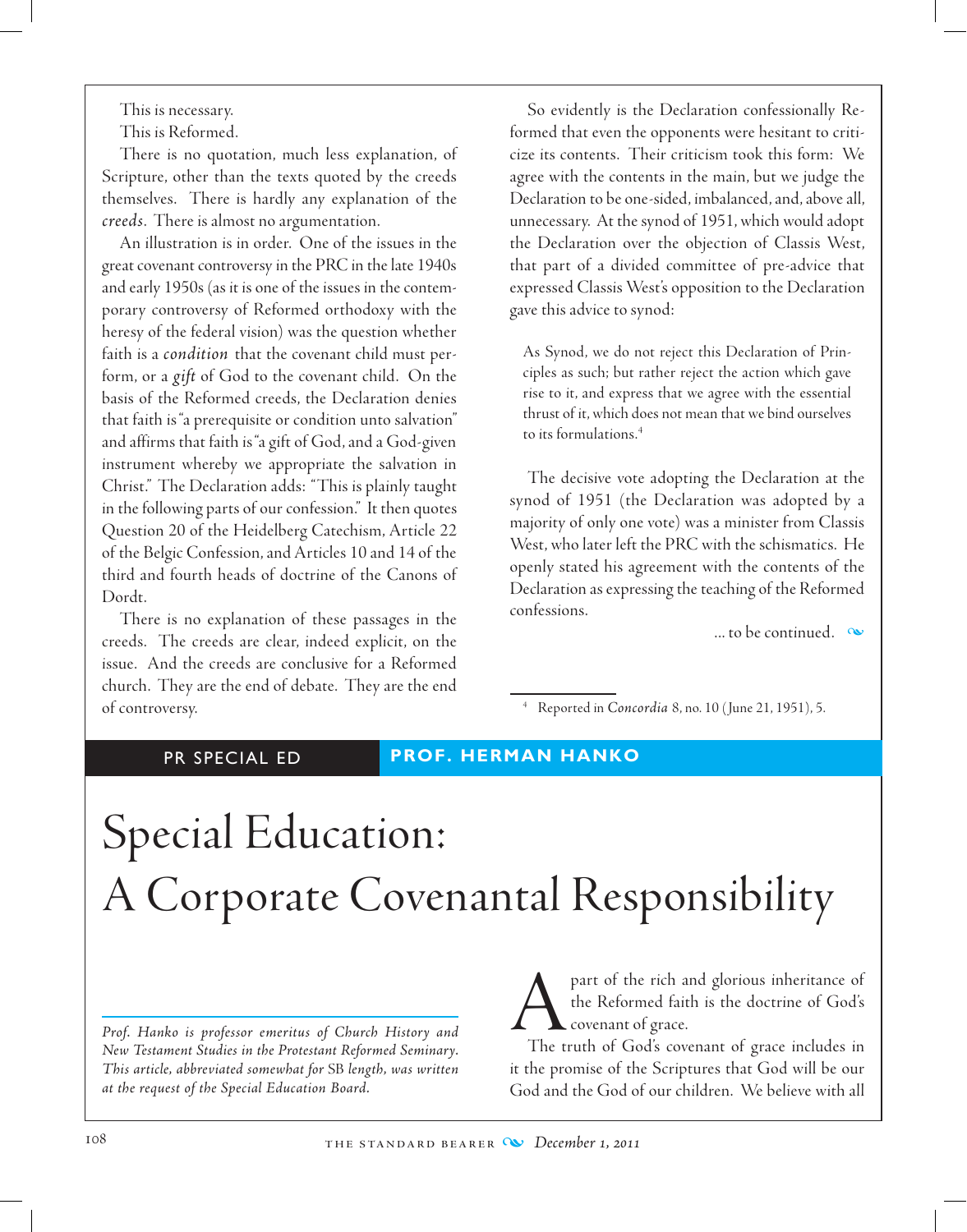This is necessary.

This is Reformed.

There is no quotation, much less explanation, of Scripture, other than the texts quoted by the creeds themselves. There is hardly any explanation of the *creeds*. There is almost no argumentation.

An illustration is in order. One of the issues in the great covenant controversy in the PRC in the late 1940s and early 1950s (as it is one of the issues in the contemporary controversy of Reformed orthodoxy with the heresy of the federal vision) was the question whether faith is a *condition* that the covenant child must perform, or a *gift* of God to the covenant child. On the basis of the Reformed creeds, the Declaration denies that faith is "a prerequisite or condition unto salvation" and affirms that faith is "a gift of God, and a God-given instrument whereby we appropriate the salvation in Christ." The Declaration adds: "This is plainly taught in the following parts of our confession." It then quotes Question 20 of the Heidelberg Catechism, Article 22 of the Belgic Confession, and Articles 10 and 14 of the third and fourth heads of doctrine of the Canons of Dordt.

There is no explanation of these passages in the creeds. The creeds are clear, indeed explicit, on the issue. And the creeds are conclusive for a Reformed church. They are the end of debate. They are the end of controversy.

So evidently is the Declaration confessionally Reformed that even the opponents were hesitant to criticize its contents. Their criticism took this form: We agree with the contents in the main, but we judge the Declaration to be one-sided, imbalanced, and, above all, unnecessary. At the synod of 1951, which would adopt the Declaration over the objection of Classis West, that part of a divided committee of pre-advice that expressed Classis West's opposition to the Declaration gave this advice to synod:

> As Synod, we do not reject this Declaration of Principles as such; but rather reject the action which gave rise to it, and express that we agree with the essential thrust of it, which does not mean that we bind ourselves to its formulations.[4]

The decisive vote adopting the Declaration at the synod of 1951 (the Declaration was adopted by a majority of only one vote) was a minister from Classis West, who later left the PRC with the schismatics. He openly stated his agreement with the contents of the Declaration as expressing the teaching of the Reformed confessions.

... to be continued.

[4] Reported in *Concordia* 8, no. 10 (June 21, 1951), 5.

---

PR SPECIAL ED | **PROF. HERMAN HANKO**

# Special Education: A Corporate Covenantal Responsibility

*Prof. Hanko is professor emeritus of Church History and New Testament Studies in the Protestant Reformed Seminary. This article, abbreviated somewhat for* SB *length, was written at the request of the Special Education Board.*

A part of the rich and glorious inheritance of the Reformed faith is the doctrine of God's covenant of grace.

The truth of God's covenant of grace includes in it the promise of the Scriptures that God will be our God and the God of our children. We believe with all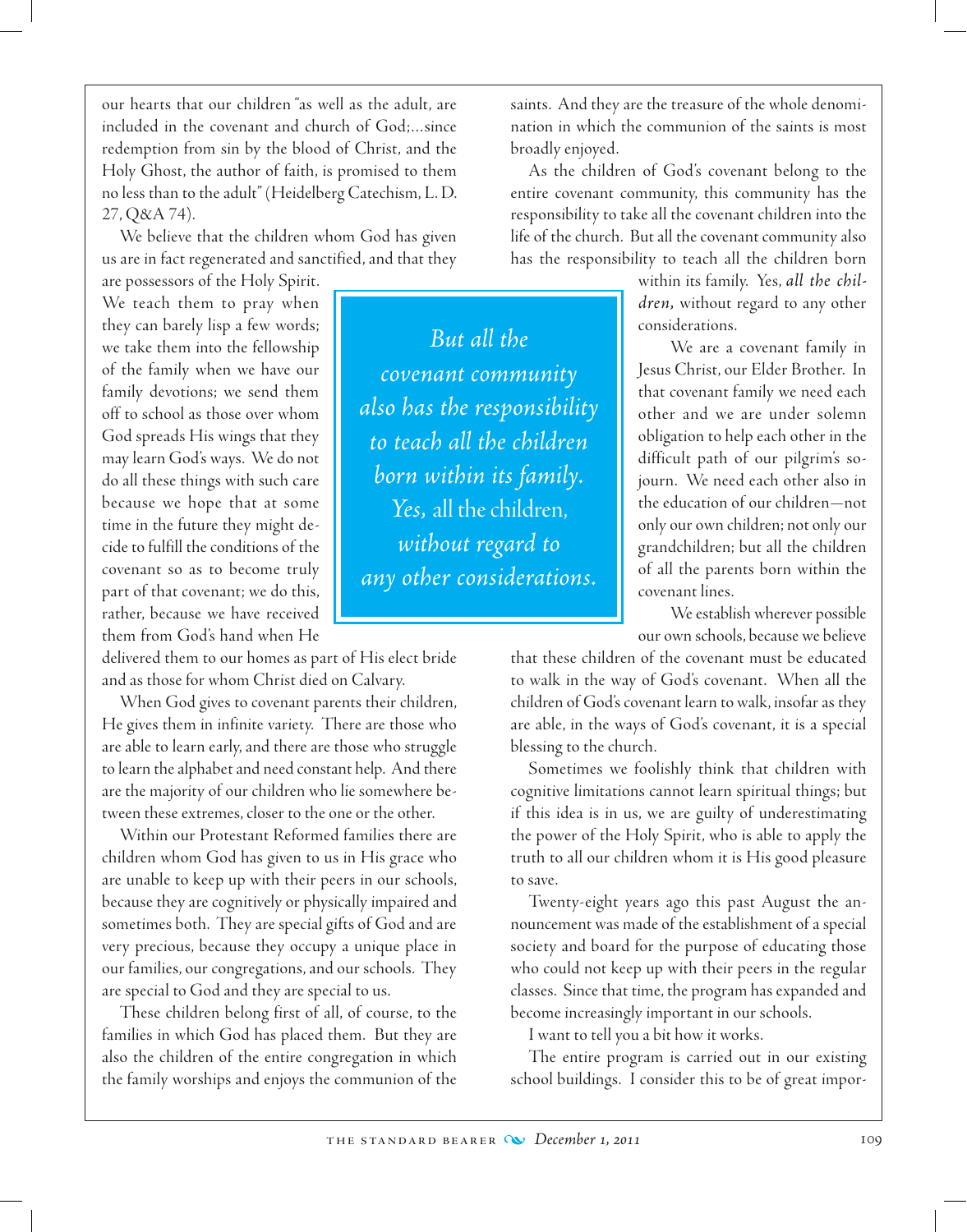our hearts that our children "as well as the adult, are included in the covenant and church of God;...since redemption from sin by the blood of Christ, and the Holy Ghost, the author of faith, is promised to them no less than to the adult" (Heidelberg Catechism, L. D. 27, Q&A 74).

We believe that the children whom God has given us are in fact regenerated and sanctified, and that they are possessors of the Holy Spirit. We teach them to pray when they can barely lisp a few words; we take them into the fellowship of the family when we have our family devotions; we send them off to school as those over whom God spreads His wings that they may learn God's ways. We do not do all these things with such care because we hope that at some time in the future they might decide to fulfill the conditions of the covenant so as to become truly part of that covenant; we do this, rather, because we have received them from God's hand when He delivered them to our homes as part of His elect bride and as those for whom Christ died on Calvary.

When God gives to covenant parents their children, He gives them in infinite variety. There are those who are able to learn early, and there are those who struggle to learn the alphabet and need constant help. And there are the majority of our children who lie somewhere between these extremes, closer to the one or the other.

Within our Protestant Reformed families there are children whom God has given to us in His grace who are unable to keep up with their peers in our schools, because they are cognitively or physically impaired and sometimes both. They are special gifts of God and are very precious, because they occupy a unique place in our families, our congregations, and our schools. They are special to God and they are special to us.

These children belong first of all, of course, to the families in which God has placed them. But they are also the children of the entire congregation in which the family worships and enjoys the communion of the saints. And they are the treasure of the whole denomination in which the communion of the saints is most broadly enjoyed.

As the children of God's covenant belong to the entire covenant community, this community has the responsibility to take all the covenant children into the life of the church. But all the covenant community also has the responsibility to teach all the children born within its family. Yes, *all the children,* without regard to any other considerations.

> *But all the covenant community also has the responsibility to teach all the children born within its family. Yes,* all the children, *without regard to any other considerations.*

We are a covenant family in Jesus Christ, our Elder Brother. In that covenant family we need each other and we are under solemn obligation to help each other in the difficult path of our pilgrim's sojourn. We need each other also in the education of our children—not only our own children; not only our grandchildren; but all the children of all the parents born within the covenant lines.

We establish wherever possible our own schools, because we believe that these children of the covenant must be educated to walk in the way of God's covenant. When all the children of God's covenant learn to walk, insofar as they are able, in the ways of God's covenant, it is a special blessing to the church.

Sometimes we foolishly think that children with cognitive limitations cannot learn spiritual things; but if this idea is in us, we are guilty of underestimating the power of the Holy Spirit, who is able to apply the truth to all our children whom it is His good pleasure to save.

Twenty-eight years ago this past August the announcement was made of the establishment of a special society and board for the purpose of educating those who could not keep up with their peers in the regular classes. Since that time, the program has expanded and become increasingly important in our schools.

I want to tell you a bit how it works.

The entire program is carried out in our existing school buildings. I consider this to be of great impor-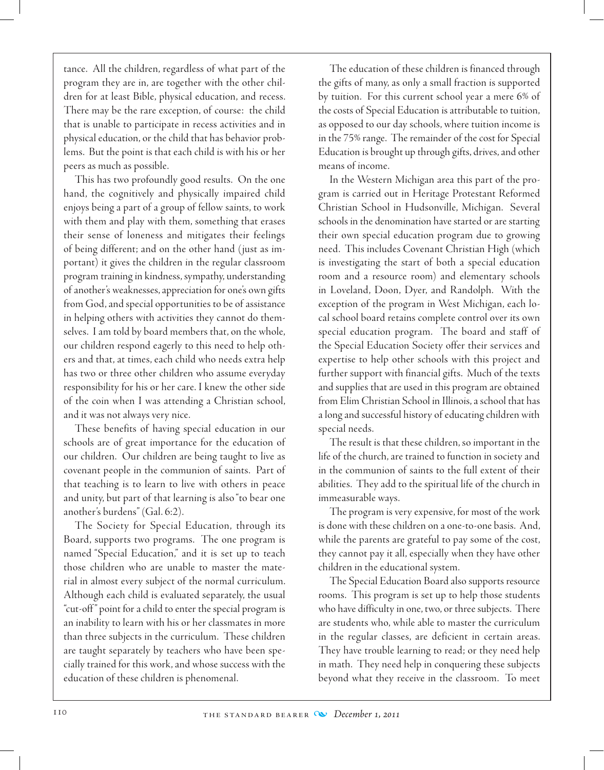tance. All the children, regardless of what part of the program they are in, are together with the other children for at least Bible, physical education, and recess. There may be the rare exception, of course: the child that is unable to participate in recess activities and in physical education, or the child that has behavior problems. But the point is that each child is with his or her peers as much as possible.

This has two profoundly good results. On the one hand, the cognitively and physically impaired child enjoys being a part of a group of fellow saints, to work with them and play with them, something that erases their sense of loneness and mitigates their feelings of being different; and on the other hand (just as important) it gives the children in the regular classroom program training in kindness, sympathy, understanding of another's weaknesses, appreciation for one's own gifts from God, and special opportunities to be of assistance in helping others with activities they cannot do themselves. I am told by board members that, on the whole, our children respond eagerly to this need to help others and that, at times, each child who needs extra help has two or three other children who assume everyday responsibility for his or her care. I knew the other side of the coin when I was attending a Christian school, and it was not always very nice.

These benefits of having special education in our schools are of great importance for the education of our children. Our children are being taught to live as covenant people in the communion of saints. Part of that teaching is to learn to live with others in peace and unity, but part of that learning is also "to bear one another's burdens" (Gal. 6:2).

The Society for Special Education, through its Board, supports two programs. The one program is named "Special Education," and it is set up to teach those children who are unable to master the material in almost every subject of the normal curriculum. Although each child is evaluated separately, the usual "cut-off" point for a child to enter the special program is an inability to learn with his or her classmates in more than three subjects in the curriculum. These children are taught separately by teachers who have been specially trained for this work, and whose success with the education of these children is phenomenal.

The education of these children is financed through the gifts of many, as only a small fraction is supported by tuition. For this current school year a mere 6% of the costs of Special Education is attributable to tuition, as opposed to our day schools, where tuition income is in the 75% range. The remainder of the cost for Special Education is brought up through gifts, drives, and other means of income.

In the Western Michigan area this part of the program is carried out in Heritage Protestant Reformed Christian School in Hudsonville, Michigan. Several schools in the denomination have started or are starting their own special education program due to growing need. This includes Covenant Christian High (which is investigating the start of both a special education room and a resource room) and elementary schools in Loveland, Doon, Dyer, and Randolph. With the exception of the program in West Michigan, each local school board retains complete control over its own special education program. The board and staff of the Special Education Society offer their services and expertise to help other schools with this project and further support with financial gifts. Much of the texts and supplies that are used in this program are obtained from Elim Christian School in Illinois, a school that has a long and successful history of educating children with special needs.

The result is that these children, so important in the life of the church, are trained to function in society and in the communion of saints to the full extent of their abilities. They add to the spiritual life of the church in immeasurable ways.

The program is very expensive, for most of the work is done with these children on a one-to-one basis. And, while the parents are grateful to pay some of the cost, they cannot pay it all, especially when they have other children in the educational system.

The Special Education Board also supports resource rooms. This program is set up to help those students who have difficulty in one, two, or three subjects. There are students who, while able to master the curriculum in the regular classes, are deficient in certain areas. They have trouble learning to read; or they need help in math. They need help in conquering these subjects beyond what they receive in the classroom. To meet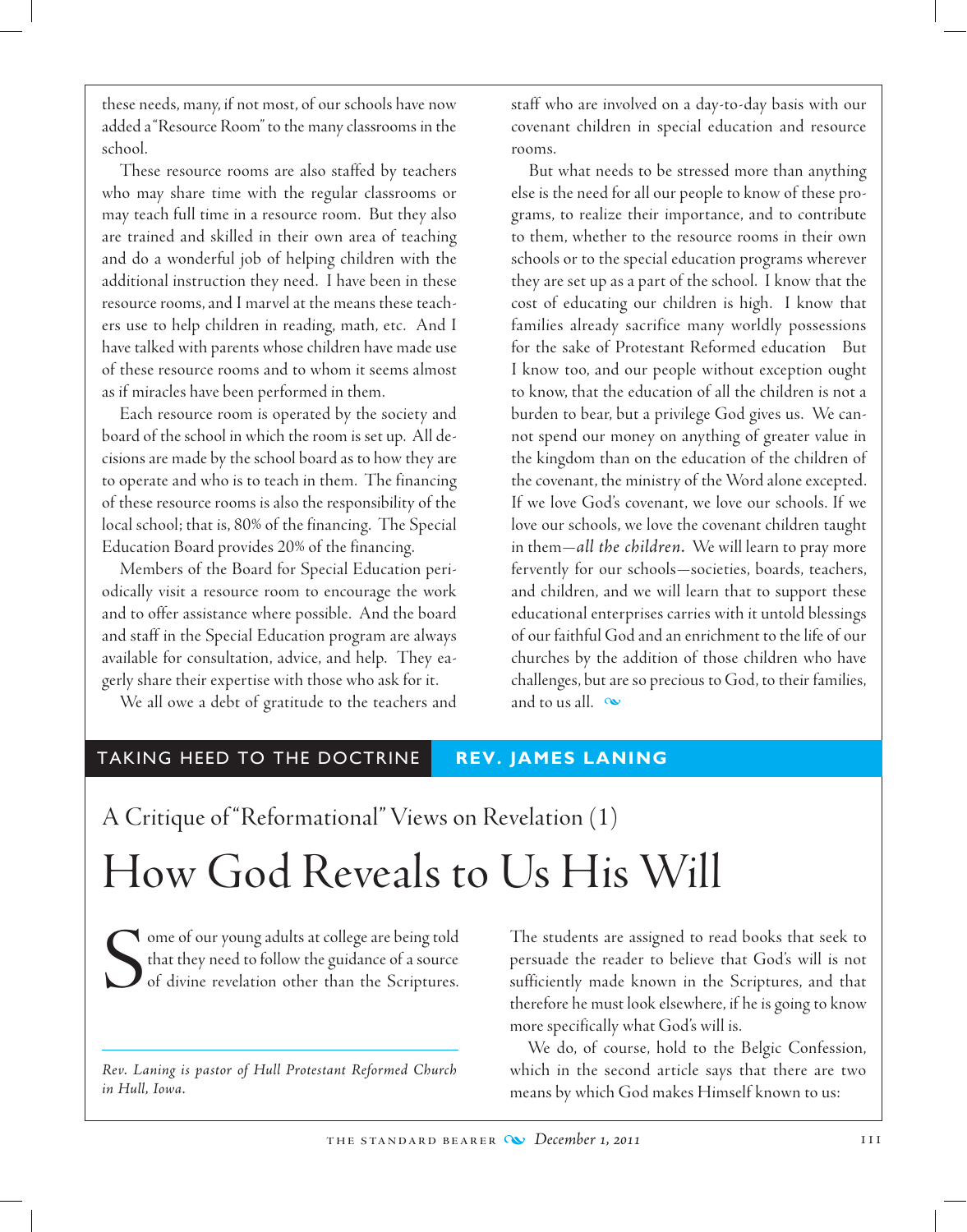these needs, many, if not most, of our schools have now added a "Resource Room" to the many classrooms in the school.

These resource rooms are also staffed by teachers who may share time with the regular classrooms or may teach full time in a resource room. But they also are trained and skilled in their own area of teaching and do a wonderful job of helping children with the additional instruction they need. I have been in these resource rooms, and I marvel at the means these teachers use to help children in reading, math, etc. And I have talked with parents whose children have made use of these resource rooms and to whom it seems almost as if miracles have been performed in them.

Each resource room is operated by the society and board of the school in which the room is set up. All decisions are made by the school board as to how they are to operate and who is to teach in them. The financing of these resource rooms is also the responsibility of the local school; that is, 80% of the financing. The Special Education Board provides 20% of the financing.

Members of the Board for Special Education periodically visit a resource room to encourage the work and to offer assistance where possible. And the board and staff in the Special Education program are always available for consultation, advice, and help. They eagerly share their expertise with those who ask for it.

We all owe a debt of gratitude to the teachers and staff who are involved on a day-to-day basis with our covenant children in special education and resource rooms.

But what needs to be stressed more than anything else is the need for all our people to know of these programs, to realize their importance, and to contribute to them, whether to the resource rooms in their own schools or to the special education programs wherever they are set up as a part of the school. I know that the cost of educating our children is high. I know that families already sacrifice many worldly possessions for the sake of Protestant Reformed education But I know too, and our people without exception ought to know, that the education of all the children is not a burden to bear, but a privilege God gives us. We cannot spend our money on anything of greater value in the kingdom than on the education of the children of the covenant, the ministry of the Word alone excepted. If we love God's covenant, we love our schools. If we love our schools, we love the covenant children taught in them—*all the children.* We will learn to pray more fervently for our schools—societies, boards, teachers, and children, and we will learn that to support these educational enterprises carries with it untold blessings of our faithful God and an enrichment to the life of our churches by the addition of those children who have challenges, but are so precious to God, to their families, and to us all.

TAKING HEED TO THE DOCTRINE — **REV. JAMES LANING**

## A Critique of "Reformational" Views on Revelation (1)

# How God Reveals to Us His Will

Some of our young adults at college are being told that they need to follow the guidance of a source of divine revelation other than the Scriptures. The students are assigned to read books that seek to persuade the reader to believe that God's will is not sufficiently made known in the Scriptures, and that therefore he must look elsewhere, if he is going to know more specifically what God's will is.

*Rev. Laning is pastor of Hull Protestant Reformed Church in Hull, Iowa.*

We do, of course, hold to the Belgic Confession, which in the second article says that there are two means by which God makes Himself known to us: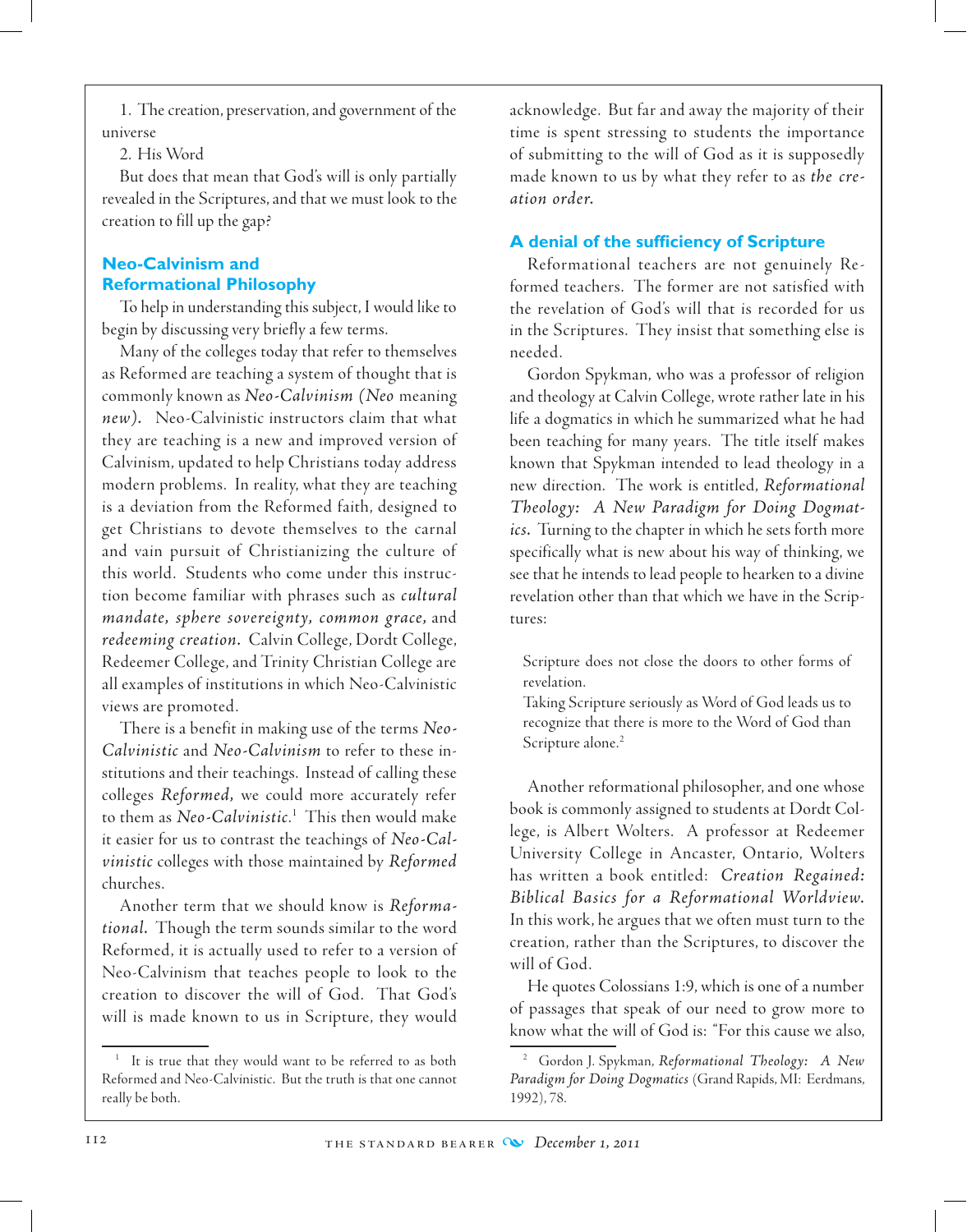1. The creation, preservation, and government of the universe

2. His Word

But does that mean that God's will is only partially revealed in the Scriptures, and that we must look to the creation to fill up the gap?

## Neo-Calvinism and Reformational Philosophy

To help in understanding this subject, I would like to begin by discussing very briefly a few terms.

Many of the colleges today that refer to themselves as Reformed are teaching a system of thought that is commonly known as *Neo-Calvinism (Neo meaning new).* Neo-Calvinistic instructors claim that what they are teaching is a new and improved version of Calvinism, updated to help Christians today address modern problems. In reality, what they are teaching is a deviation from the Reformed faith, designed to get Christians to devote themselves to the carnal and vain pursuit of Christianizing the culture of this world. Students who come under this instruction become familiar with phrases such as *cultural mandate, sphere sovereignty, common grace,* and *redeeming creation.* Calvin College, Dordt College, Redeemer College, and Trinity Christian College are all examples of institutions in which Neo-Calvinistic views are promoted.

There is a benefit in making use of the terms *Neo-Calvinistic* and *Neo-Calvinism* to refer to these institutions and their teachings. Instead of calling these colleges *Reformed,* we could more accurately refer to them as *Neo-Calvinistic.*[1] This then would make it easier for us to contrast the teachings of *Neo-Calvinistic* colleges with those maintained by *Reformed* churches.

Another term that we should know is *Reformational.* Though the term sounds similar to the word Reformed, it is actually used to refer to a version of Neo-Calvinism that teaches people to look to the creation to discover the will of God. That God's will is made known to us in Scripture, they would acknowledge. But far and away the majority of their time is spent stressing to students the importance of submitting to the will of God as it is supposedly made known to us by what they refer to as *the creation order.*

## A denial of the sufficiency of Scripture

Reformational teachers are not genuinely Reformed teachers. The former are not satisfied with the revelation of God's will that is recorded for us in the Scriptures. They insist that something else is needed.

Gordon Spykman, who was a professor of religion and theology at Calvin College, wrote rather late in his life a dogmatics in which he summarized what he had been teaching for many years. The title itself makes known that Spykman intended to lead theology in a new direction. The work is entitled, *Reformational Theology: A New Paradigm for Doing Dogmatics.* Turning to the chapter in which he sets forth more specifically what is new about his way of thinking, we see that he intends to lead people to hearken to a divine revelation other than that which we have in the Scriptures:

> Scripture does not close the doors to other forms of revelation.
>
> Taking Scripture seriously as Word of God leads us to recognize that there is more to the Word of God than Scripture alone.[2]

Another reformational philosopher, and one whose book is commonly assigned to students at Dordt College, is Albert Wolters. A professor at Redeemer University College in Ancaster, Ontario, Wolters has written a book entitled: *Creation Regained: Biblical Basics for a Reformational Worldview.* In this work, he argues that we often must turn to the creation, rather than the Scriptures, to discover the will of God.

He quotes Colossians 1:9, which is one of a number of passages that speak of our need to grow more to know what the will of God is: "For this cause we also,

---

[1] It is true that they would want to be referred to as both Reformed and Neo-Calvinistic. But the truth is that one cannot really be both.

[2] Gordon J. Spykman, *Reformational Theology: A New Paradigm for Doing Dogmatics* (Grand Rapids, MI: Eerdmans, 1992), 78.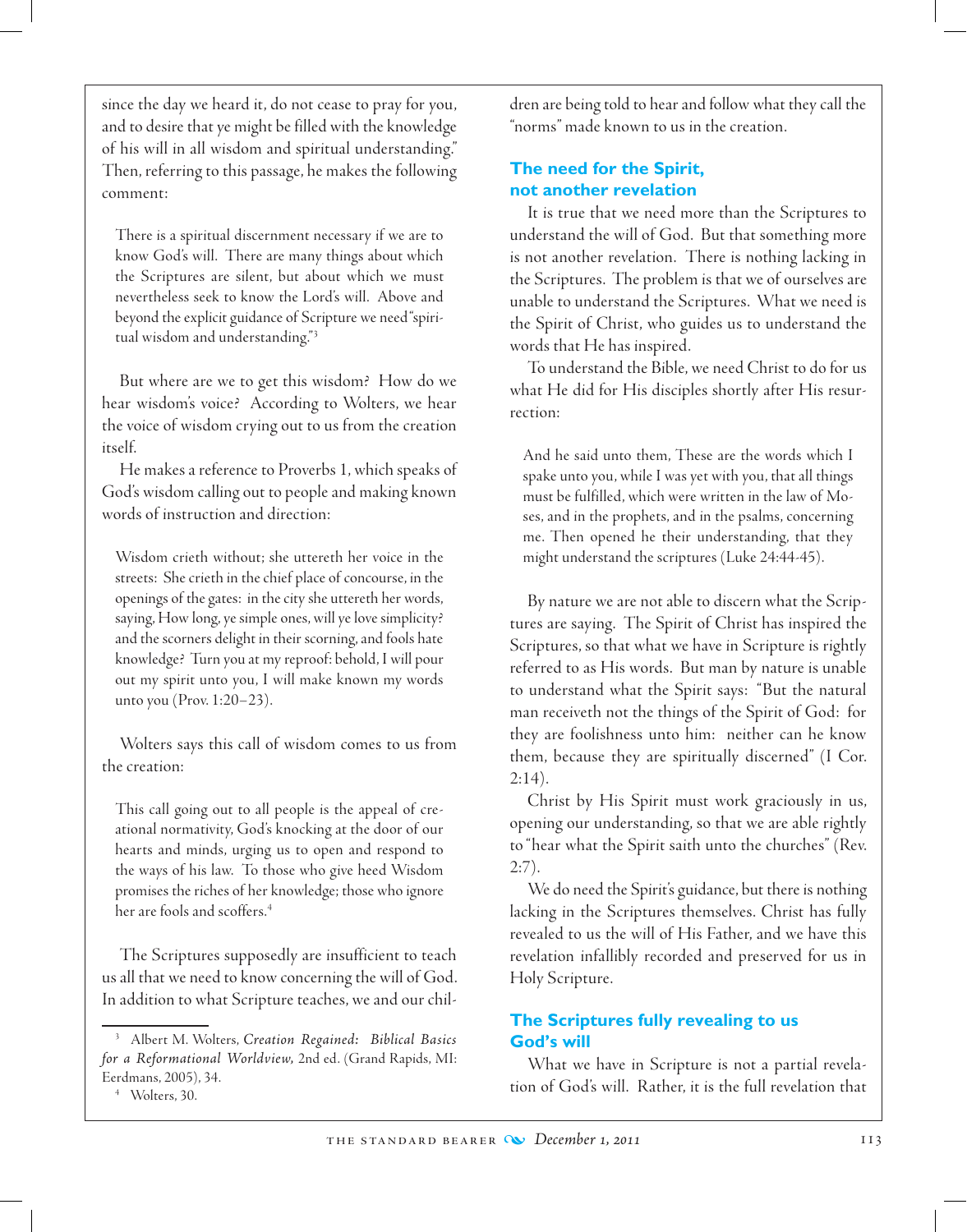since the day we heard it, do not cease to pray for you, and to desire that ye might be filled with the knowledge of his will in all wisdom and spiritual understanding." Then, referring to this passage, he makes the following comment:

> There is a spiritual discernment necessary if we are to know God's will. There are many things about which the Scriptures are silent, but about which we must nevertheless seek to know the Lord's will. Above and beyond the explicit guidance of Scripture we need "spiritual wisdom and understanding."[3]

But where are we to get this wisdom? How do we hear wisdom's voice? According to Wolters, we hear the voice of wisdom crying out to us from the creation itself.

He makes a reference to Proverbs 1, which speaks of God's wisdom calling out to people and making known words of instruction and direction:

> Wisdom crieth without; she uttereth her voice in the streets: She crieth in the chief place of concourse, in the openings of the gates: in the city she uttereth her words, saying, How long, ye simple ones, will ye love simplicity? and the scorners delight in their scorning, and fools hate knowledge? Turn you at my reproof: behold, I will pour out my spirit unto you, I will make known my words unto you (Prov. 1:20–23).

Wolters says this call of wisdom comes to us from the creation:

> This call going out to all people is the appeal of creational normativity, God's knocking at the door of our hearts and minds, urging us to open and respond to the ways of his law. To those who give heed Wisdom promises the riches of her knowledge; those who ignore her are fools and scoffers.[4]

The Scriptures supposedly are insufficient to teach us all that we need to know concerning the will of God. In addition to what Scripture teaches, we and our children are being told to hear and follow what they call the "norms" made known to us in the creation.

## The need for the Spirit, not another revelation

It is true that we need more than the Scriptures to understand the will of God. But that something more is not another revelation. There is nothing lacking in the Scriptures. The problem is that we of ourselves are unable to understand the Scriptures. What we need is the Spirit of Christ, who guides us to understand the words that He has inspired.

To understand the Bible, we need Christ to do for us what He did for His disciples shortly after His resurrection:

> And he said unto them, These are the words which I spake unto you, while I was yet with you, that all things must be fulfilled, which were written in the law of Moses, and in the prophets, and in the psalms, concerning me. Then opened he their understanding, that they might understand the scriptures (Luke 24:44-45).

By nature we are not able to discern what the Scriptures are saying. The Spirit of Christ has inspired the Scriptures, so that what we have in Scripture is rightly referred to as His words. But man by nature is unable to understand what the Spirit says: "But the natural man receiveth not the things of the Spirit of God: for they are foolishness unto him: neither can he know them, because they are spiritually discerned" (I Cor. 2:14).

Christ by His Spirit must work graciously in us, opening our understanding, so that we are able rightly to "hear what the Spirit saith unto the churches" (Rev. 2:7).

We do need the Spirit's guidance, but there is nothing lacking in the Scriptures themselves. Christ has fully revealed to us the will of His Father, and we have this revelation infallibly recorded and preserved for us in Holy Scripture.

## The Scriptures fully revealing to us God's will

What we have in Scripture is not a partial revelation of God's will. Rather, it is the full revelation that

---

[3] Albert M. Wolters, *Creation Regained: Biblical Basics for a Reformational Worldview,* 2nd ed. (Grand Rapids, MI: Eerdmans, 2005), 34.

[4] Wolters, 30.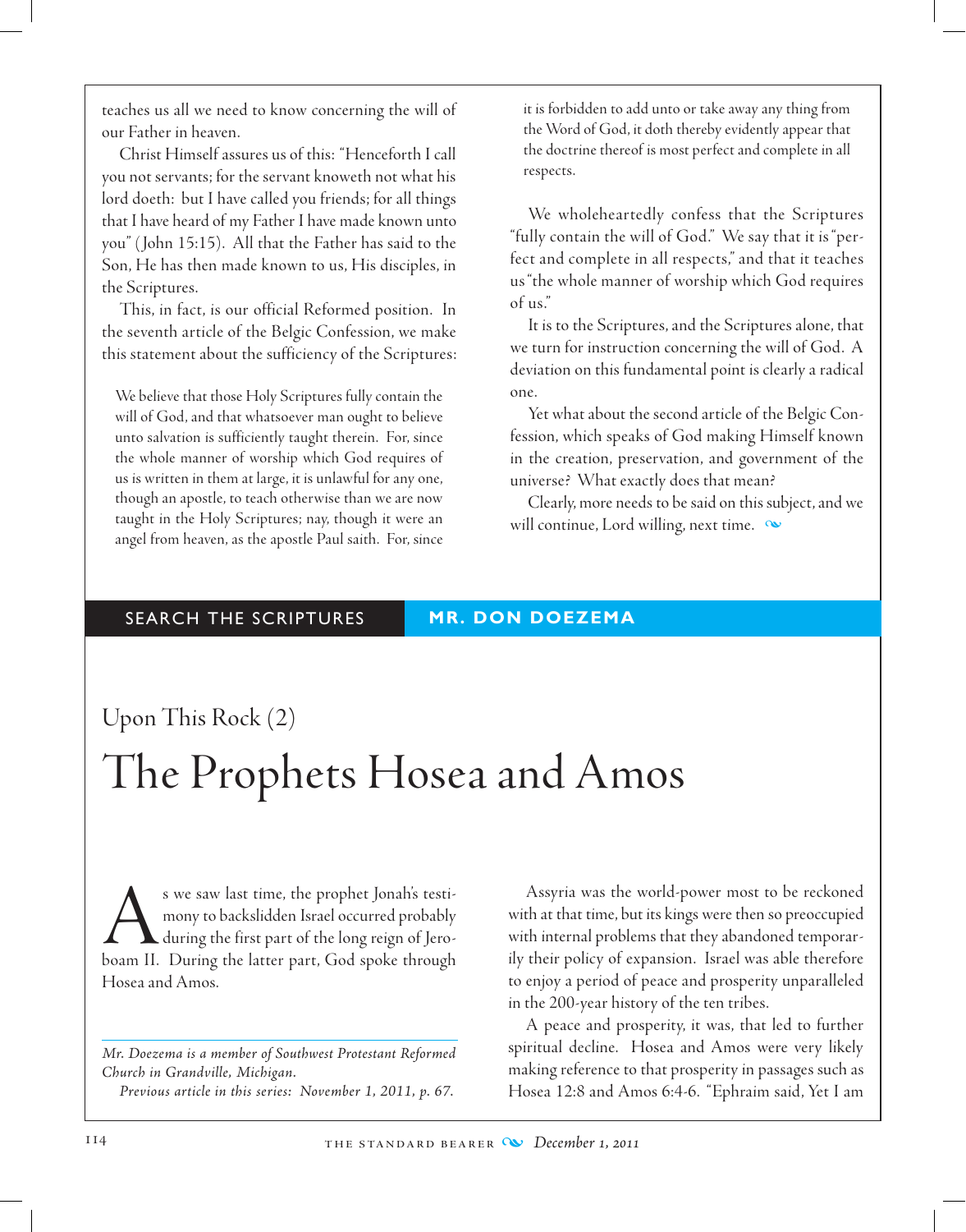teaches us all we need to know concerning the will of our Father in heaven.

Christ Himself assures us of this: "Henceforth I call you not servants; for the servant knoweth not what his lord doeth: but I have called you friends; for all things that I have heard of my Father I have made known unto you" (John 15:15). All that the Father has said to the Son, He has then made known to us, His disciples, in the Scriptures.

This, in fact, is our official Reformed position. In the seventh article of the Belgic Confession, we make this statement about the sufficiency of the Scriptures:

> We believe that those Holy Scriptures fully contain the will of God, and that whatsoever man ought to believe unto salvation is sufficiently taught therein. For, since the whole manner of worship which God requires of us is written in them at large, it is unlawful for any one, though an apostle, to teach otherwise than we are now taught in the Holy Scriptures; nay, though it were an angel from heaven, as the apostle Paul saith. For, since it is forbidden to add unto or take away any thing from the Word of God, it doth thereby evidently appear that the doctrine thereof is most perfect and complete in all respects.

We wholeheartedly confess that the Scriptures "fully contain the will of God." We say that it is "perfect and complete in all respects," and that it teaches us "the whole manner of worship which God requires of us."

It is to the Scriptures, and the Scriptures alone, that we turn for instruction concerning the will of God. A deviation on this fundamental point is clearly a radical one.

Yet what about the second article of the Belgic Confession, which speaks of God making Himself known in the creation, preservation, and government of the universe? What exactly does that mean?

Clearly, more needs to be said on this subject, and we will continue, Lord willing, next time.

SEARCH THE SCRIPTURES — **MR. DON DOEZEMA**

## Upon This Rock (2)

# The Prophets Hosea and Amos

As we saw last time, the prophet Jonah's testimony to backslidden Israel occurred probably during the first part of the long reign of Jeroboam II. During the latter part, God spoke through Hosea and Amos.

*Mr. Doezema is a member of Southwest Protestant Reformed Church in Grandville, Michigan.*

*Previous article in this series: November 1, 2011, p. 67.*

Assyria was the world-power most to be reckoned with at that time, but its kings were then so preoccupied with internal problems that they abandoned temporarily their policy of expansion. Israel was able therefore to enjoy a period of peace and prosperity unparalleled in the 200-year history of the ten tribes.

A peace and prosperity, it was, that led to further spiritual decline. Hosea and Amos were very likely making reference to that prosperity in passages such as Hosea 12:8 and Amos 6:4-6. "Ephraim said, Yet I am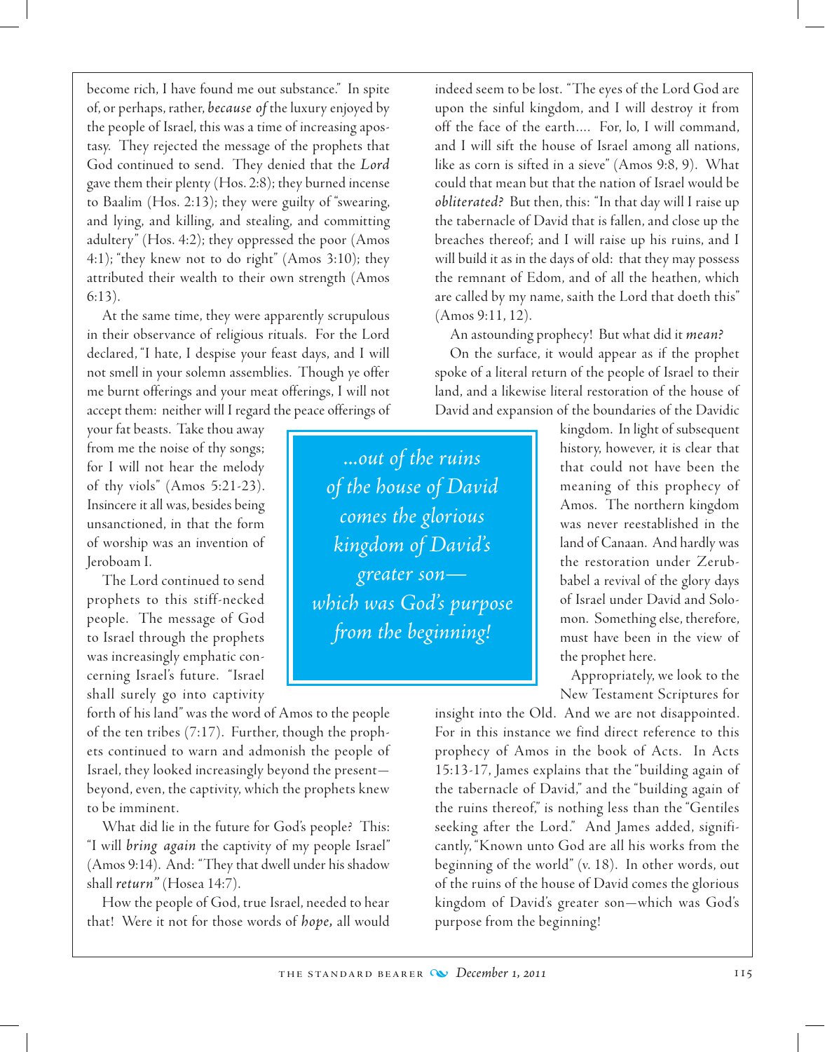become rich, I have found me out substance." In spite of, or perhaps, rather, *because of* the luxury enjoyed by the people of Israel, this was a time of increasing apostasy. They rejected the message of the prophets that God continued to send. They denied that the *Lord* gave them their plenty (Hos. 2:8); they burned incense to Baalim (Hos. 2:13); they were guilty of "swearing, and lying, and killing, and stealing, and committing adultery" (Hos. 4:2); they oppressed the poor (Amos 4:1); "they knew not to do right" (Amos 3:10); they attributed their wealth to their own strength (Amos 6:13).

At the same time, they were apparently scrupulous in their observance of religious rituals. For the Lord declared, "I hate, I despise your feast days, and I will not smell in your solemn assemblies. Though ye offer me burnt offerings and your meat offerings, I will not accept them: neither will I regard the peace offerings of your fat beasts. Take thou away from me the noise of thy songs; for I will not hear the melody of thy viols" (Amos 5:21-23). Insincere it all was, besides being unsanctioned, in that the form of worship was an invention of Jeroboam I.

The Lord continued to send prophets to this stiff-necked people. The message of God to Israel through the prophets was increasingly emphatic concerning Israel's future. "Israel shall surely go into captivity forth of his land" was the word of Amos to the people of the ten tribes (7:17). Further, though the prophets continued to warn and admonish the people of Israel, they looked increasingly beyond the present—beyond, even, the captivity, which the prophets knew to be imminent.

What did lie in the future for God's people? This: "I will *bring again* the captivity of my people Israel" (Amos 9:14). And: "They that dwell under his shadow shall *return*" (Hosea 14:7).

How the people of God, true Israel, needed to hear that! Were it not for those words of *hope*, all would indeed seem to be lost. "The eyes of the Lord God are upon the sinful kingdom, and I will destroy it from off the face of the earth.... For, lo, I will command, and I will sift the house of Israel among all nations, like as corn is sifted in a sieve" (Amos 9:8, 9). What could that mean but that the nation of Israel would be *obliterated?* But then, this: "In that day will I raise up the tabernacle of David that is fallen, and close up the breaches thereof; and I will raise up his ruins, and I will build it as in the days of old: that they may possess the remnant of Edom, and of all the heathen, which are called by my name, saith the Lord that doeth this" (Amos 9:11, 12).

An astounding prophecy! But what did it *mean?*

On the surface, it would appear as if the prophet spoke of a literal return of the people of Israel to their land, and a likewise literal restoration of the house of David and expansion of the boundaries of the Davidic kingdom. In light of subsequent history, however, it is clear that that could not have been the meaning of this prophecy of Amos. The northern kingdom was never reestablished in the land of Canaan. And hardly was the restoration under Zerubbabel a revival of the glory days of Israel under David and Solomon. Something else, therefore, must have been in the view of the prophet here.

> *...out of the ruins of the house of David comes the glorious kingdom of David's greater son—which was God's purpose from the beginning!*

Appropriately, we look to the New Testament Scriptures for insight into the Old. And we are not disappointed. For in this instance we find direct reference to this prophecy of Amos in the book of Acts. In Acts 15:13-17, James explains that the "building again of the tabernacle of David," and the "building again of the ruins thereof," is nothing less than the "Gentiles seeking after the Lord." And James added, significantly, "Known unto God are all his works from the beginning of the world" (v. 18). In other words, out of the ruins of the house of David comes the glorious kingdom of David's greater son—which was God's purpose from the beginning!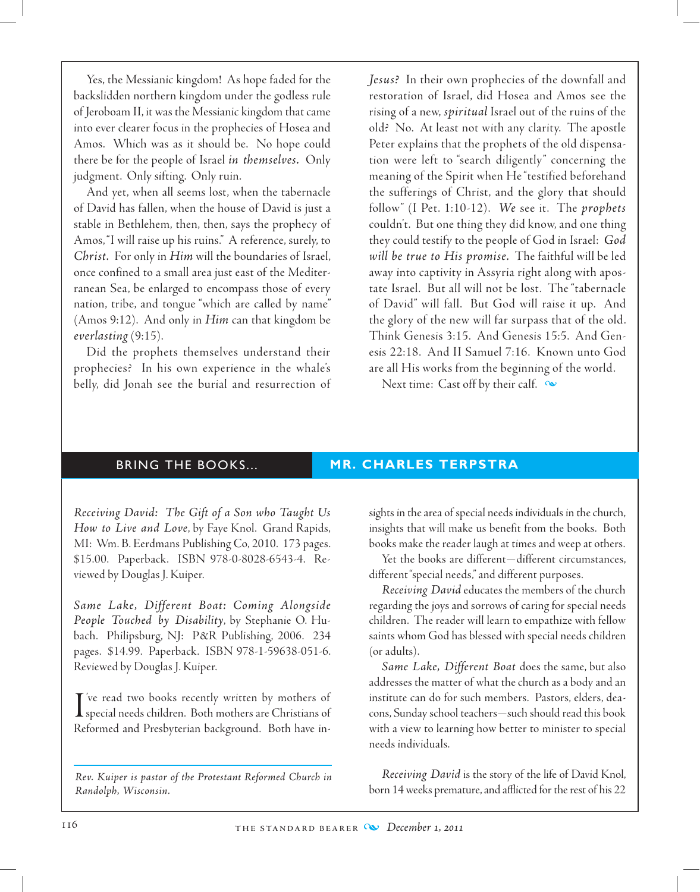Yes, the Messianic kingdom! As hope faded for the backslidden northern kingdom under the godless rule of Jeroboam II, it was the Messianic kingdom that came into ever clearer focus in the prophecies of Hosea and Amos. Which was as it should be. No hope could there be for the people of Israel *in themselves.* Only judgment. Only sifting. Only ruin.

And yet, when all seems lost, when the tabernacle of David has fallen, when the house of David is just a stable in Bethlehem, then, then, says the prophecy of Amos, "I will raise up his ruins." A reference, surely, to *Christ.* For only in *Him* will the boundaries of Israel, once confined to a small area just east of the Mediterranean Sea, be enlarged to encompass those of every nation, tribe, and tongue "which are called by name" (Amos 9:12). And only in *Him* can that kingdom be *everlasting* (9:15).

Did the prophets themselves understand their prophecies? In his own experience in the whale's belly, did Jonah see the burial and resurrection of *Jesus?* In their own prophecies of the downfall and restoration of Israel, did Hosea and Amos see the rising of a new, *spiritual* Israel out of the ruins of the old? No. At least not with any clarity. The apostle Peter explains that the prophets of the old dispensation were left to "search diligently" concerning the meaning of the Spirit when He "testified beforehand the sufferings of Christ, and the glory that should follow" (I Pet. 1:10-12). *We* see it. The *prophets* couldn't. But one thing they did know, and one thing they could testify to the people of God in Israel: *God will be true to His promise.* The faithful will be led away into captivity in Assyria right along with apostate Israel. But all will not be lost. The "tabernacle of David" will fall. But God will raise it up. And the glory of the new will far surpass that of the old. Think Genesis 3:15. And Genesis 15:5. And Genesis 22:18. And II Samuel 7:16. Known unto God are all His works from the beginning of the world.

Next time: Cast off by their calf.

## BRING THE BOOKS... MR. CHARLES TERPSTRA

*Receiving David: The Gift of a Son who Taught Us How to Live and Love*, by Faye Knol. Grand Rapids, MI: Wm. B. Eerdmans Publishing Co, 2010. 173 pages. $15.00. Paperback. ISBN 978-0-8028-6543-4. Reviewed by Douglas J. Kuiper.

*Same Lake, Different Boat: Coming Alongside People Touched by Disability*, by Stephanie O. Hubach. Philipsburg, NJ: P&R Publishing, 2006. 234 pages. $14.99. Paperback. ISBN 978-1-59638-051-6. Reviewed by Douglas J. Kuiper.

I've read two books recently written by mothers of special needs children. Both mothers are Christians of Reformed and Presbyterian background. Both have insights in the area of special needs individuals in the church, insights that will make us benefit from the books. Both books make the reader laugh at times and weep at others.

Yet the books are different—different circumstances, different "special needs," and different purposes.

*Receiving David* educates the members of the church regarding the joys and sorrows of caring for special needs children. The reader will learn to empathize with fellow saints whom God has blessed with special needs children (or adults).

*Same Lake, Different Boat* does the same, but also addresses the matter of what the church as a body and an institute can do for such members. Pastors, elders, deacons, Sunday school teachers—such should read this book with a view to learning how better to minister to special needs individuals.

*Receiving David* is the story of the life of David Knol, born 14 weeks premature, and afflicted for the rest of his 22

---

*Rev. Kuiper is pastor of the Protestant Reformed Church in Randolph, Wisconsin.*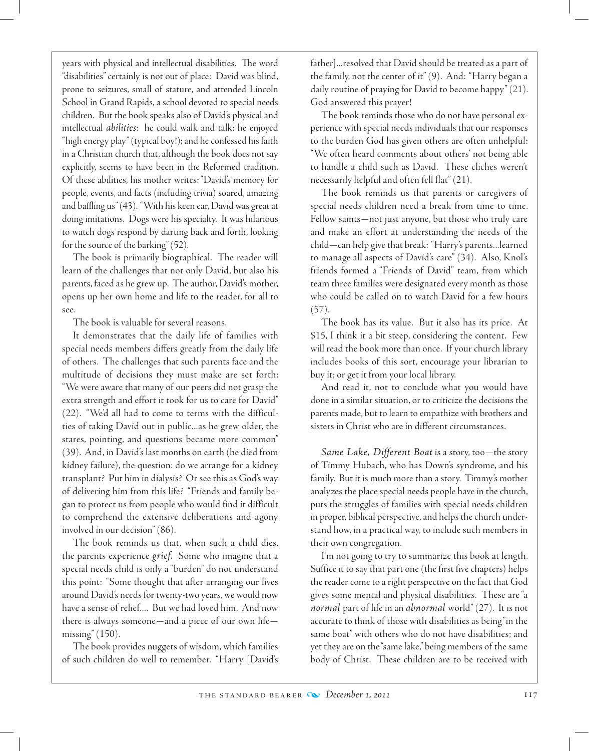years with physical and intellectual disabilities. The word "disabilities" certainly is not out of place: David was blind, prone to seizures, small of stature, and attended Lincoln School in Grand Rapids, a school devoted to special needs children. But the book speaks also of David's physical and intellectual *abilities*: he could walk and talk; he enjoyed "high energy play" (typical boy!); and he confessed his faith in a Christian church that, although the book does not say explicitly, seems to have been in the Reformed tradition. Of these abilities, his mother writes: "David's memory for people, events, and facts (including trivia) soared, amazing and baffling us" (43). "With his keen ear, David was great at doing imitations. Dogs were his specialty. It was hilarious to watch dogs respond by darting back and forth, looking for the source of the barking" (52).

The book is primarily biographical. The reader will learn of the challenges that not only David, but also his parents, faced as he grew up. The author, David's mother, opens up her own home and life to the reader, for all to see.

The book is valuable for several reasons.

It demonstrates that the daily life of families with special needs members differs greatly from the daily life of others. The challenges that such parents face and the multitude of decisions they must make are set forth: "We were aware that many of our peers did not grasp the extra strength and effort it took for us to care for David" (22). "We'd all had to come to terms with the difficulties of taking David out in public...as he grew older, the stares, pointing, and questions became more common" (39). And, in David's last months on earth (he died from kidney failure), the question: do we arrange for a kidney transplant? Put him in dialysis? Or see this as God's way of delivering him from this life? "Friends and family began to protect us from people who would find it difficult to comprehend the extensive deliberations and agony involved in our decision" (86).

The book reminds us that, when such a child dies, the parents experience *grief*. Some who imagine that a special needs child is only a "burden" do not understand this point: "Some thought that after arranging our lives around David's needs for twenty-two years, we would now have a sense of relief.... But we had loved him. And now there is always someone—and a piece of our own life—missing" (150).

The book provides nuggets of wisdom, which families of such children do well to remember. "Harry [David's father]...resolved that David should be treated as a part of the family, not the center of it" (9). And: "Harry began a daily routine of praying for David to become happy" (21). God answered this prayer!

The book reminds those who do not have personal experience with special needs individuals that our responses to the burden God has given others are often unhelpful: "We often heard comments about others' not being able to handle a child such as David. These cliches weren't necessarily helpful and often fell flat" (21).

The book reminds us that parents or caregivers of special needs children need a break from time to time. Fellow saints—not just anyone, but those who truly care and make an effort at understanding the needs of the child—can help give that break: "Harry's parents...learned to manage all aspects of David's care" (34). Also, Knol's friends formed a "Friends of David" team, from which team three families were designated every month as those who could be called on to watch David for a few hours (57).

The book has its value. But it also has its price. At $15, I think it a bit steep, considering the content. Few will read the book more than once. If your church library includes books of this sort, encourage your librarian to buy it; or get it from your local library.

And read it, not to conclude what you would have done in a similar situation, or to criticize the decisions the parents made, but to learn to empathize with brothers and sisters in Christ who are in different circumstances.

*Same Lake, Different Boat* is a story, too—the story of Timmy Hubach, who has Down's syndrome, and his family. But it is much more than a story. Timmy's mother analyzes the place special needs people have in the church, puts the struggles of families with special needs children in proper, biblical perspective, and helps the church understand how, in a practical way, to include such members in their own congregation.

I'm not going to try to summarize this book at length. Suffice it to say that part one (the first five chapters) helps the reader come to a right perspective on the fact that God gives some mental and physical disabilities. These are "a *normal* part of life in an *abnormal* world" (27). It is not accurate to think of those with disabilities as being "in the same boat" with others who do not have disabilities; and yet they are on the "same lake," being members of the same body of Christ. These children are to be received with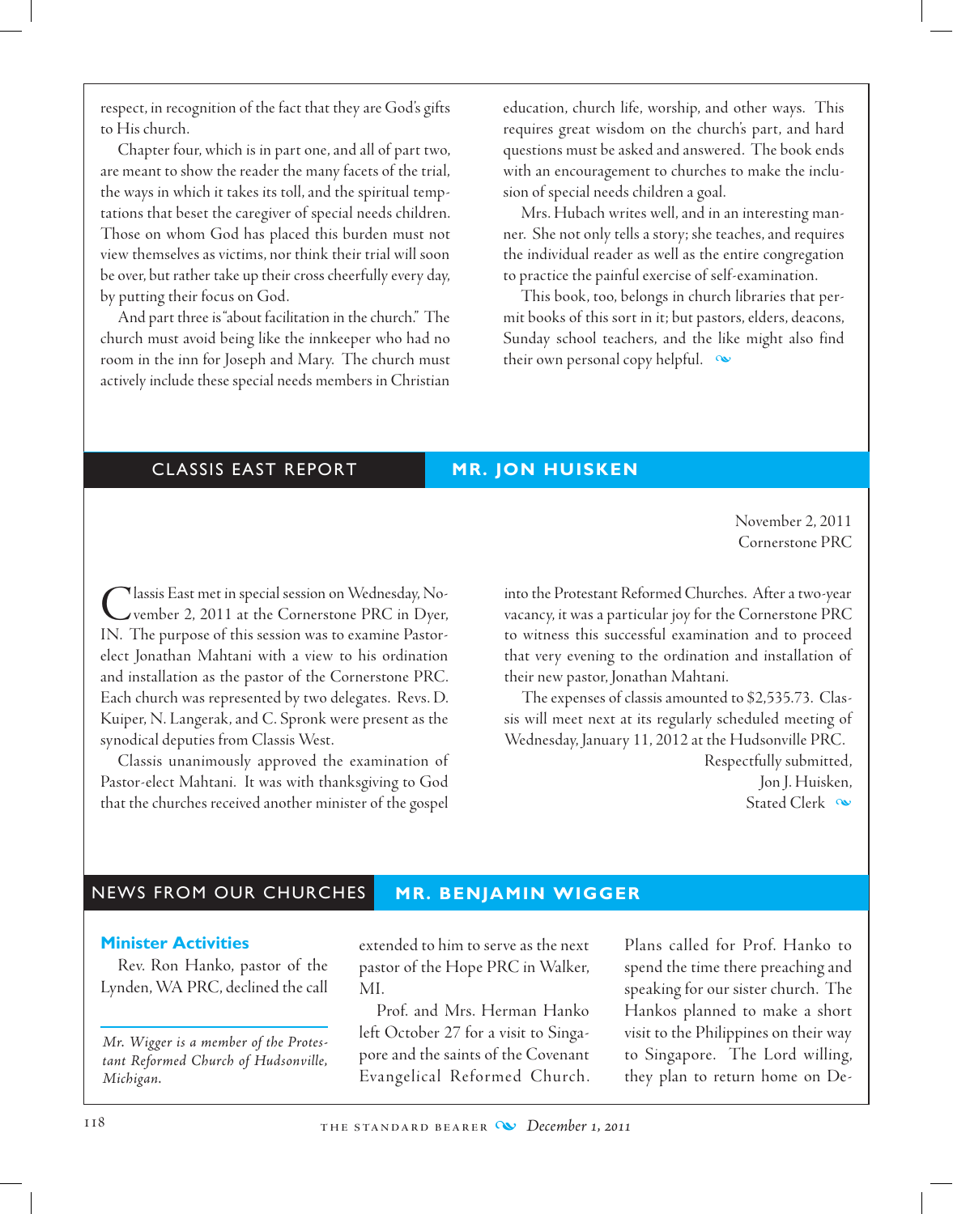respect, in recognition of the fact that they are God's gifts to His church.

Chapter four, which is in part one, and all of part two, are meant to show the reader the many facets of the trial, the ways in which it takes its toll, and the spiritual temptations that beset the caregiver of special needs children. Those on whom God has placed this burden must not view themselves as victims, nor think their trial will soon be over, but rather take up their cross cheerfully every day, by putting their focus on God.

And part three is "about facilitation in the church." The church must avoid being like the innkeeper who had no room in the inn for Joseph and Mary. The church must actively include these special needs members in Christian education, church life, worship, and other ways. This requires great wisdom on the church's part, and hard questions must be asked and answered. The book ends with an encouragement to churches to make the inclusion of special needs children a goal.

Mrs. Hubach writes well, and in an interesting manner. She not only tells a story; she teaches, and requires the individual reader as well as the entire congregation to practice the painful exercise of self-examination.

This book, too, belongs in church libraries that permit books of this sort in it; but pastors, elders, deacons, Sunday school teachers, and the like might also find their own personal copy helpful.

## CLASSIS EAST REPORT — MR. JON HUISKEN

November 2, 2011
Cornerstone PRC

Classis East met in special session on Wednesday, November 2, 2011 at the Cornerstone PRC in Dyer, IN. The purpose of this session was to examine Pastor-elect Jonathan Mahtani with a view to his ordination and installation as the pastor of the Cornerstone PRC. Each church was represented by two delegates. Revs. D. Kuiper, N. Langerak, and C. Spronk were present as the synodical deputies from Classis West.

Classis unanimously approved the examination of Pastor-elect Mahtani. It was with thanksgiving to God that the churches received another minister of the gospel into the Protestant Reformed Churches. After a two-year vacancy, it was a particular joy for the Cornerstone PRC to witness this successful examination and to proceed that very evening to the ordination and installation of their new pastor, Jonathan Mahtani.

The expenses of classis amounted to $2,535.73. Classis will meet next at its regularly scheduled meeting of Wednesday, January 11, 2012 at the Hudsonville PRC.

Respectfully submitted,
Jon J. Huisken,
Stated Clerk

## NEWS FROM OUR CHURCHES — MR. BENJAMIN WIGGER

### Minister Activities

Rev. Ron Hanko, pastor of the Lynden, WA PRC, declined the call extended to him to serve as the next pastor of the Hope PRC in Walker, MI.

Prof. and Mrs. Herman Hanko left October 27 for a visit to Singapore and the saints of the Covenant Evangelical Reformed Church. Plans called for Prof. Hanko to spend the time there preaching and speaking for our sister church. The Hankos planned to make a short visit to the Philippines on their way to Singapore. The Lord willing, they plan to return home on De-

*Mr. Wigger is a member of the Protestant Reformed Church of Hudsonville, Michigan.*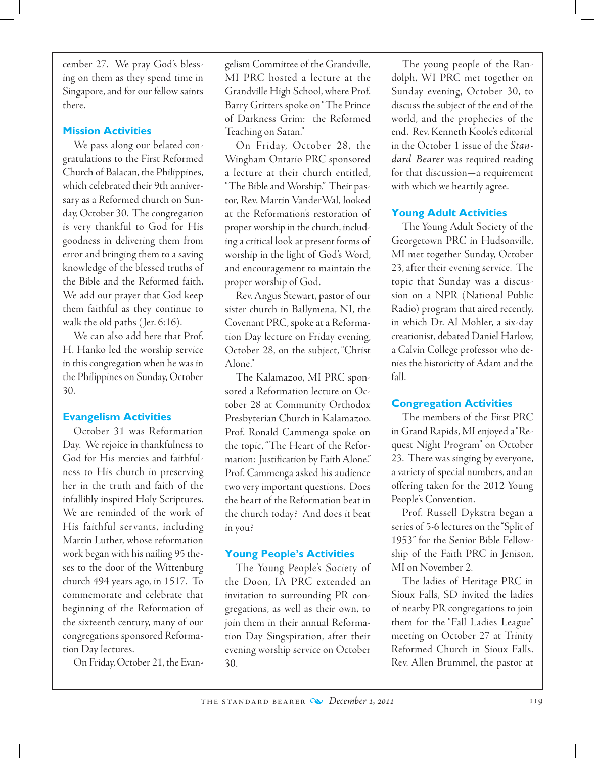cember 27. We pray God's blessing on them as they spend time in Singapore, and for our fellow saints there.

### Mission Activities

We pass along our belated congratulations to the First Reformed Church of Balacan, the Philippines, which celebrated their 9th anniversary as a Reformed church on Sunday, October 30. The congregation is very thankful to God for His goodness in delivering them from error and bringing them to a saving knowledge of the blessed truths of the Bible and the Reformed faith. We add our prayer that God keep them faithful as they continue to walk the old paths (Jer. 6:16).

We can also add here that Prof. H. Hanko led the worship service in this congregation when he was in the Philippines on Sunday, October 30.

### Evangelism Activities

October 31 was Reformation Day. We rejoice in thankfulness to God for His mercies and faithfulness to His church in preserving her in the truth and faith of the infallibly inspired Holy Scriptures. We are reminded of the work of His faithful servants, including Martin Luther, whose reformation work began with his nailing 95 theses to the door of the Wittenburg church 494 years ago, in 1517. To commemorate and celebrate that beginning of the Reformation of the sixteenth century, many of our congregations sponsored Reformation Day lectures.

On Friday, October 21, the Evangelism Committee of the Grandville, MI PRC hosted a lecture at the Grandville High School, where Prof. Barry Gritters spoke on "The Prince of Darkness Grim: the Reformed Teaching on Satan."

On Friday, October 28, the Wingham Ontario PRC sponsored a lecture at their church entitled, "The Bible and Worship." Their pastor, Rev. Martin VanderWal, looked at the Reformation's restoration of proper worship in the church, including a critical look at present forms of worship in the light of God's Word, and encouragement to maintain the proper worship of God.

Rev. Angus Stewart, pastor of our sister church in Ballymena, NI, the Covenant PRC, spoke at a Reformation Day lecture on Friday evening, October 28, on the subject, "Christ Alone."

The Kalamazoo, MI PRC sponsored a Reformation lecture on October 28 at Community Orthodox Presbyterian Church in Kalamazoo. Prof. Ronald Cammenga spoke on the topic, "The Heart of the Reformation: Justification by Faith Alone." Prof. Cammenga asked his audience two very important questions. Does the heart of the Reformation beat in the church today? And does it beat in you?

### Young People's Activities

The Young People's Society of the Doon, IA PRC extended an invitation to surrounding PR congregations, as well as their own, to join them in their annual Reformation Day Singspiration, after their evening worship service on October 30.

The young people of the Randolph, WI PRC met together on Sunday evening, October 30, to discuss the subject of the end of the world, and the prophecies of the end. Rev. Kenneth Koole's editorial in the October 1 issue of the *Standard Bearer* was required reading for that discussion—a requirement with which we heartily agree.

### Young Adult Activities

The Young Adult Society of the Georgetown PRC in Hudsonville, MI met together Sunday, October 23, after their evening service. The topic that Sunday was a discussion on a NPR (National Public Radio) program that aired recently, in which Dr. Al Mohler, a six-day creationist, debated Daniel Harlow, a Calvin College professor who denies the historicity of Adam and the fall.

### Congregation Activities

The members of the First PRC in Grand Rapids, MI enjoyed a "Request Night Program" on October 23. There was singing by everyone, a variety of special numbers, and an offering taken for the 2012 Young People's Convention.

Prof. Russell Dykstra began a series of 5-6 lectures on the "Split of 1953" for the Senior Bible Fellowship of the Faith PRC in Jenison, MI on November 2.

The ladies of Heritage PRC in Sioux Falls, SD invited the ladies of nearby PR congregations to join them for the "Fall Ladies League" meeting on October 27 at Trinity Reformed Church in Sioux Falls. Rev. Allen Brummel, the pastor at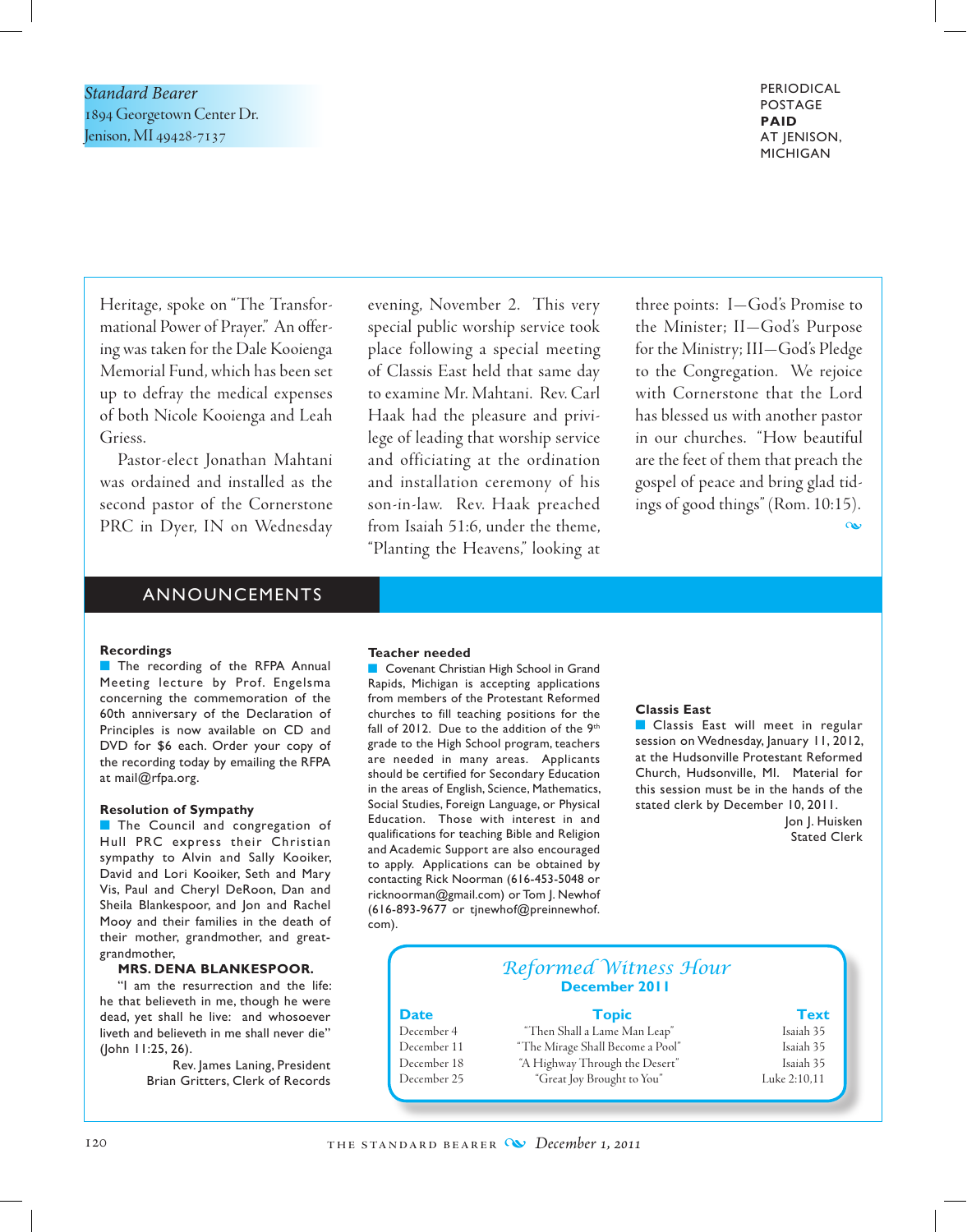Standard Bearer
1894 Georgetown Center Dr.
Jenison, MI 49428-7137

PERIODICAL POSTAGE **PAID** AT JENISON, MICHIGAN

Heritage, spoke on "The Transformational Power of Prayer." An offering was taken for the Dale Kooienga Memorial Fund, which has been set up to defray the medical expenses of both Nicole Kooienga and Leah Griess.

Pastor-elect Jonathan Mahtani was ordained and installed as the second pastor of the Cornerstone PRC in Dyer, IN on Wednesday evening, November 2. This very special public worship service took place following a special meeting of Classis East held that same day to examine Mr. Mahtani. Rev. Carl Haak had the pleasure and privilege of leading that worship service and officiating at the ordination and installation ceremony of his son-in-law. Rev. Haak preached from Isaiah 51:6, under the theme, "Planting the Heavens," looking at three points: I—God's Promise to the Minister; II—God's Purpose for the Ministry; III—God's Pledge to the Congregation. We rejoice with Cornerstone that the Lord has blessed us with another pastor in our churches. "How beautiful are the feet of them that preach the gospel of peace and bring glad tidings of good things" (Rom. 10:15).

## ANNOUNCEMENTS

### Recordings

The recording of the RFPA Annual Meeting lecture by Prof. Engelsma concerning the commemoration of the 60th anniversary of the Declaration of Principles is now available on CD and DVD for $6 each. Order your copy of the recording today by emailing the RFPA at mail@rfpa.org.

### Resolution of Sympathy

The Council and congregation of Hull PRC express their Christian sympathy to Alvin and Sally Kooiker, David and Lori Kooiker, Seth and Mary Vis, Paul and Cheryl DeRoon, Dan and Sheila Blankespoor, and Jon and Rachel Mooy and their families in the death of their mother, grandmother, and great-grandmother,

**MRS. DENA BLANKESPOOR.**

"I am the resurrection and the life: he that believeth in me, though he were dead, yet shall he live: and whosoever liveth and believeth in me shall never die" (John 11:25, 26).

Rev. James Laning, President
Brian Gritters, Clerk of Records

### Teacher needed

Covenant Christian High School in Grand Rapids, Michigan is accepting applications from members of the Protestant Reformed churches to fill teaching positions for the fall of 2012. Due to the addition of the 9th grade to the High School program, teachers are needed in many areas. Applicants should be certified for Secondary Education in the areas of English, Science, Mathematics, Social Studies, Foreign Language, or Physical Education. Those with interest in and qualifications for teaching Bible and Religion and Academic Support are also encouraged to apply. Applications can be obtained by contacting Rick Noorman (616-453-5048 or ricknoorman@gmail.com) or Tom J. Newhof (616-893-9677 or tjnewhof@preinnewhof.com).

### Classis East

Classis East will meet in regular session on Wednesday, January 11, 2012, at the Hudsonville Protestant Reformed Church, Hudsonville, MI. Material for this session must be in the hands of the stated clerk by December 10, 2011.

Jon J. Huisken
Stated Clerk

### *Reformed Witness Hour*
**December 2011**

| Date | Topic | Text |
|---|---|---|
| December 4 | "Then Shall a Lame Man Leap" | Isaiah 35 |
| December 11 | "The Mirage Shall Become a Pool" | Isaiah 35 |
| December 18 | "A Highway Through the Desert" | Isaiah 35 |
| December 25 | "Great Joy Brought to You" | Luke 2:10,11 |